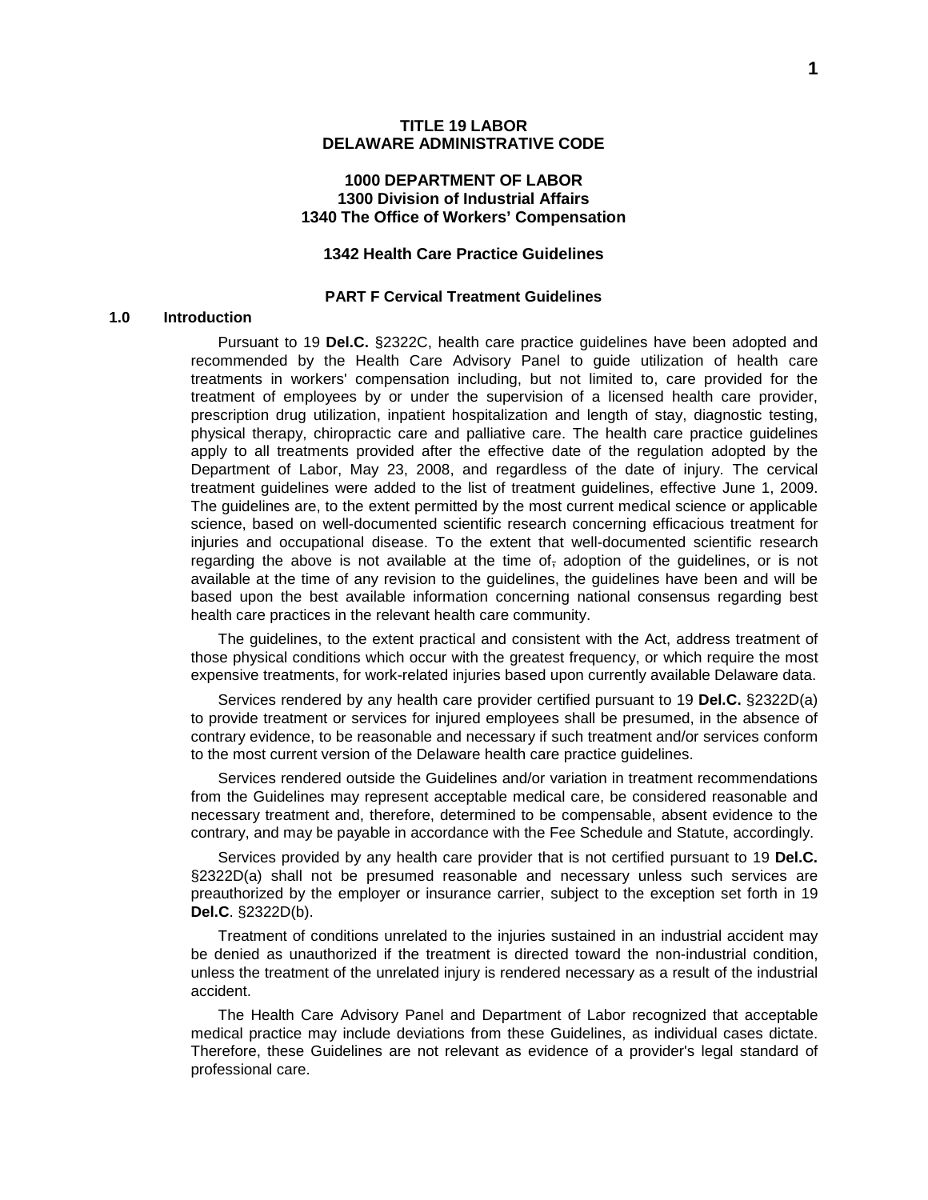# TITLE 19 LABOR
# DELAWARE ADMINISTRATIVE CODE

## 1000 DEPARTMENT OF LABOR
## 1300 Division of Industrial Affairs
## 1340 The Office of Workers' Compensation

## 1342 Health Care Practice Guidelines

### PART F Cervical Treatment Guidelines

### 1.0 Introduction

Pursuant to 19 **Del.C.** §2322C, health care practice guidelines have been adopted and recommended by the Health Care Advisory Panel to guide utilization of health care treatments in workers' compensation including, but not limited to, care provided for the treatment of employees by or under the supervision of a licensed health care provider, prescription drug utilization, inpatient hospitalization and length of stay, diagnostic testing, physical therapy, chiropractic care and palliative care. The health care practice guidelines apply to all treatments provided after the effective date of the regulation adopted by the Department of Labor, May 23, 2008, and regardless of the date of injury. The cervical treatment guidelines were added to the list of treatment guidelines, effective June 1, 2009. The guidelines are, to the extent permitted by the most current medical science or applicable science, based on well-documented scientific research concerning efficacious treatment for injuries and occupational disease. To the extent that well-documented scientific research regarding the above is not available at the time of, adoption of the guidelines, or is not available at the time of any revision to the guidelines, the guidelines have been and will be based upon the best available information concerning national consensus regarding best health care practices in the relevant health care community.

The guidelines, to the extent practical and consistent with the Act, address treatment of those physical conditions which occur with the greatest frequency, or which require the most expensive treatments, for work-related injuries based upon currently available Delaware data.

Services rendered by any health care provider certified pursuant to 19 **Del.C.** §2322D(a) to provide treatment or services for injured employees shall be presumed, in the absence of contrary evidence, to be reasonable and necessary if such treatment and/or services conform to the most current version of the Delaware health care practice guidelines.

Services rendered outside the Guidelines and/or variation in treatment recommendations from the Guidelines may represent acceptable medical care, be considered reasonable and necessary treatment and, therefore, determined to be compensable, absent evidence to the contrary, and may be payable in accordance with the Fee Schedule and Statute, accordingly.

Services provided by any health care provider that is not certified pursuant to 19 **Del.C.** §2322D(a) shall not be presumed reasonable and necessary unless such services are preauthorized by the employer or insurance carrier, subject to the exception set forth in 19 **Del.C**. §2322D(b).

Treatment of conditions unrelated to the injuries sustained in an industrial accident may be denied as unauthorized if the treatment is directed toward the non-industrial condition, unless the treatment of the unrelated injury is rendered necessary as a result of the industrial accident.

The Health Care Advisory Panel and Department of Labor recognized that acceptable medical practice may include deviations from these Guidelines, as individual cases dictate. Therefore, these Guidelines are not relevant as evidence of a provider's legal standard of professional care.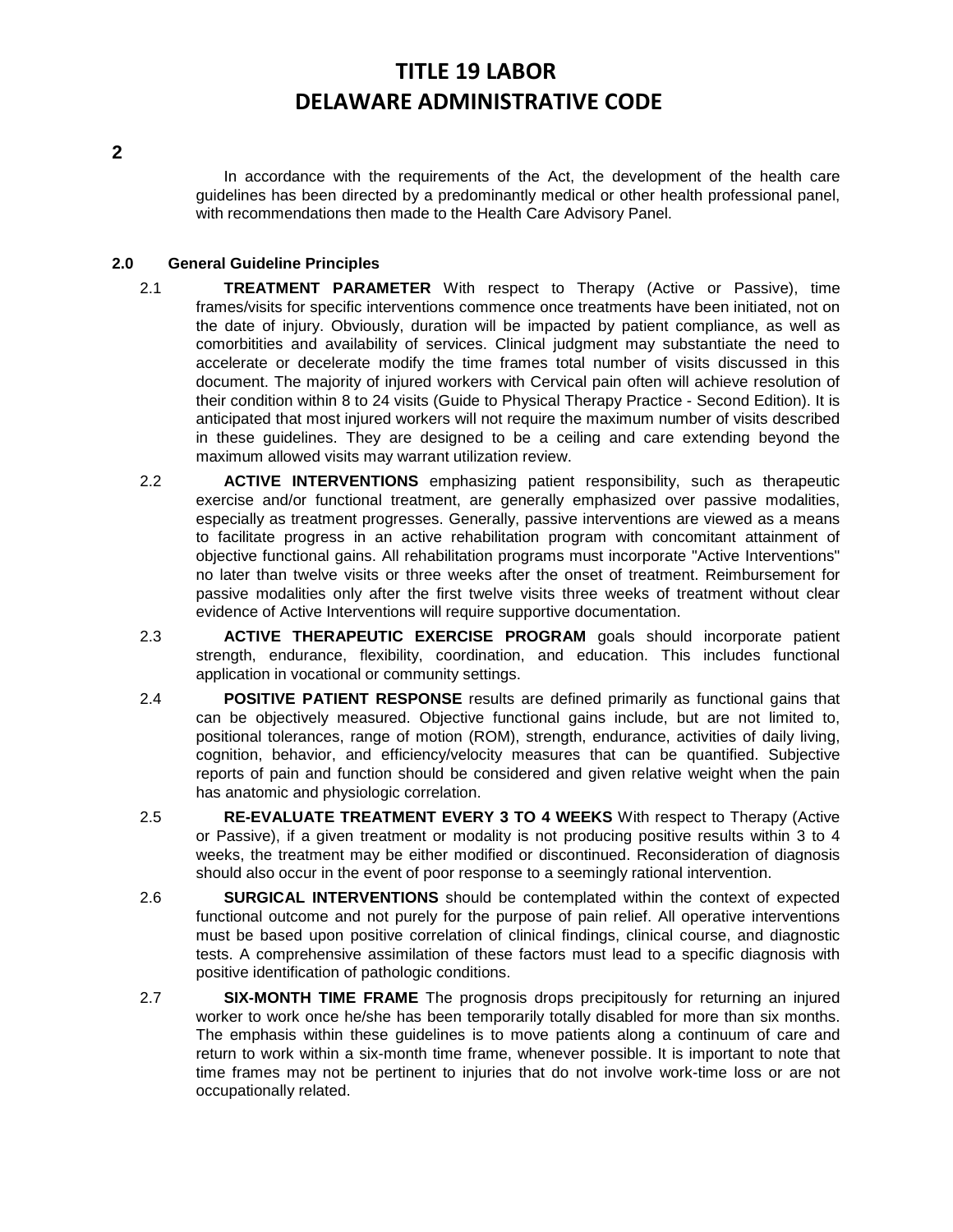2

In accordance with the requirements of the Act, the development of the health care guidelines has been directed by a predominantly medical or other health professional panel, with recommendations then made to the Health Care Advisory Panel.

## 2.0 General Guideline Principles

2.1 **TREATMENT PARAMETER** With respect to Therapy (Active or Passive), time frames/visits for specific interventions commence once treatments have been initiated, not on the date of injury. Obviously, duration will be impacted by patient compliance, as well as comorbitities and availability of services. Clinical judgment may substantiate the need to accelerate or decelerate modify the time frames total number of visits discussed in this document. The majority of injured workers with Cervical pain often will achieve resolution of their condition within 8 to 24 visits (Guide to Physical Therapy Practice - Second Edition). It is anticipated that most injured workers will not require the maximum number of visits described in these guidelines. They are designed to be a ceiling and care extending beyond the maximum allowed visits may warrant utilization review.

2.2 **ACTIVE INTERVENTIONS** emphasizing patient responsibility, such as therapeutic exercise and/or functional treatment, are generally emphasized over passive modalities, especially as treatment progresses. Generally, passive interventions are viewed as a means to facilitate progress in an active rehabilitation program with concomitant attainment of objective functional gains. All rehabilitation programs must incorporate "Active Interventions" no later than twelve visits or three weeks after the onset of treatment. Reimbursement for passive modalities only after the first twelve visits three weeks of treatment without clear evidence of Active Interventions will require supportive documentation.

2.3 **ACTIVE THERAPEUTIC EXERCISE PROGRAM** goals should incorporate patient strength, endurance, flexibility, coordination, and education. This includes functional application in vocational or community settings.

2.4 **POSITIVE PATIENT RESPONSE** results are defined primarily as functional gains that can be objectively measured. Objective functional gains include, but are not limited to, positional tolerances, range of motion (ROM), strength, endurance, activities of daily living, cognition, behavior, and efficiency/velocity measures that can be quantified. Subjective reports of pain and function should be considered and given relative weight when the pain has anatomic and physiologic correlation.

2.5 **RE-EVALUATE TREATMENT EVERY 3 TO 4 WEEKS** With respect to Therapy (Active or Passive), if a given treatment or modality is not producing positive results within 3 to 4 weeks, the treatment may be either modified or discontinued. Reconsideration of diagnosis should also occur in the event of poor response to a seemingly rational intervention.

2.6 **SURGICAL INTERVENTIONS** should be contemplated within the context of expected functional outcome and not purely for the purpose of pain relief. All operative interventions must be based upon positive correlation of clinical findings, clinical course, and diagnostic tests. A comprehensive assimilation of these factors must lead to a specific diagnosis with positive identification of pathologic conditions.

2.7 **SIX-MONTH TIME FRAME** The prognosis drops precipitously for returning an injured worker to work once he/she has been temporarily totally disabled for more than six months. The emphasis within these guidelines is to move patients along a continuum of care and return to work within a six-month time frame, whenever possible. It is important to note that time frames may not be pertinent to injuries that do not involve work-time loss or are not occupationally related.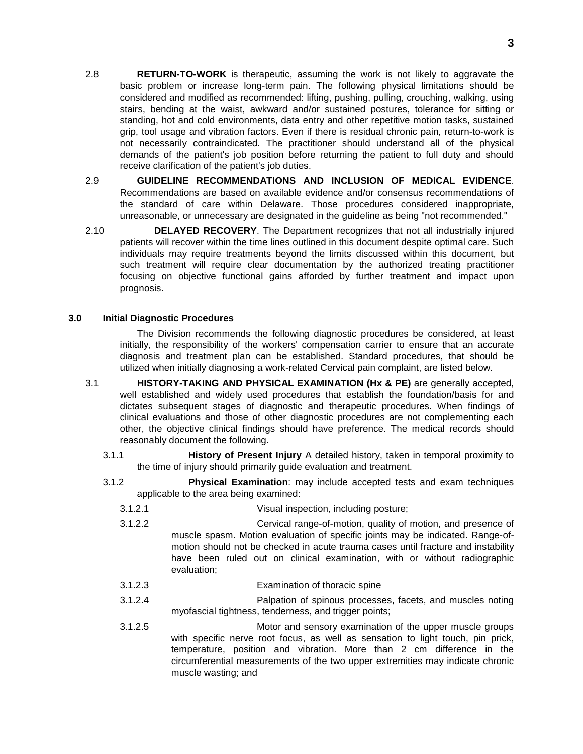2.8 **RETURN-TO-WORK** is therapeutic, assuming the work is not likely to aggravate the basic problem or increase long-term pain. The following physical limitations should be considered and modified as recommended: lifting, pushing, pulling, crouching, walking, using stairs, bending at the waist, awkward and/or sustained postures, tolerance for sitting or standing, hot and cold environments, data entry and other repetitive motion tasks, sustained grip, tool usage and vibration factors. Even if there is residual chronic pain, return-to-work is not necessarily contraindicated. The practitioner should understand all of the physical demands of the patient's job position before returning the patient to full duty and should receive clarification of the patient's job duties.

2.9 **GUIDELINE RECOMMENDATIONS AND INCLUSION OF MEDICAL EVIDENCE**. Recommendations are based on available evidence and/or consensus recommendations of the standard of care within Delaware. Those procedures considered inappropriate, unreasonable, or unnecessary are designated in the guideline as being "not recommended."

2.10 **DELAYED RECOVERY**. The Department recognizes that not all industrially injured patients will recover within the time lines outlined in this document despite optimal care. Such individuals may require treatments beyond the limits discussed within this document, but such treatment will require clear documentation by the authorized treating practitioner focusing on objective functional gains afforded by further treatment and impact upon prognosis.

## 3.0 Initial Diagnostic Procedures

The Division recommends the following diagnostic procedures be considered, at least initially, the responsibility of the workers' compensation carrier to ensure that an accurate diagnosis and treatment plan can be established. Standard procedures, that should be utilized when initially diagnosing a work-related Cervical pain complaint, are listed below.

3.1 **HISTORY-TAKING AND PHYSICAL EXAMINATION (Hx & PE)** are generally accepted, well established and widely used procedures that establish the foundation/basis for and dictates subsequent stages of diagnostic and therapeutic procedures. When findings of clinical evaluations and those of other diagnostic procedures are not complementing each other, the objective clinical findings should have preference. The medical records should reasonably document the following.

3.1.1 **History of Present Injury** A detailed history, taken in temporal proximity to the time of injury should primarily guide evaluation and treatment.

3.1.2 **Physical Examination**: may include accepted tests and exam techniques applicable to the area being examined:

3.1.2.1 Visual inspection, including posture;

3.1.2.2 Cervical range-of-motion, quality of motion, and presence of muscle spasm. Motion evaluation of specific joints may be indicated. Range-of-motion should not be checked in acute trauma cases until fracture and instability have been ruled out on clinical examination, with or without radiographic evaluation;

3.1.2.3 Examination of thoracic spine

3.1.2.4 Palpation of spinous processes, facets, and muscles noting myofascial tightness, tenderness, and trigger points;

3.1.2.5 Motor and sensory examination of the upper muscle groups with specific nerve root focus, as well as sensation to light touch, pin prick, temperature, position and vibration. More than 2 cm difference in the circumferential measurements of the two upper extremities may indicate chronic muscle wasting; and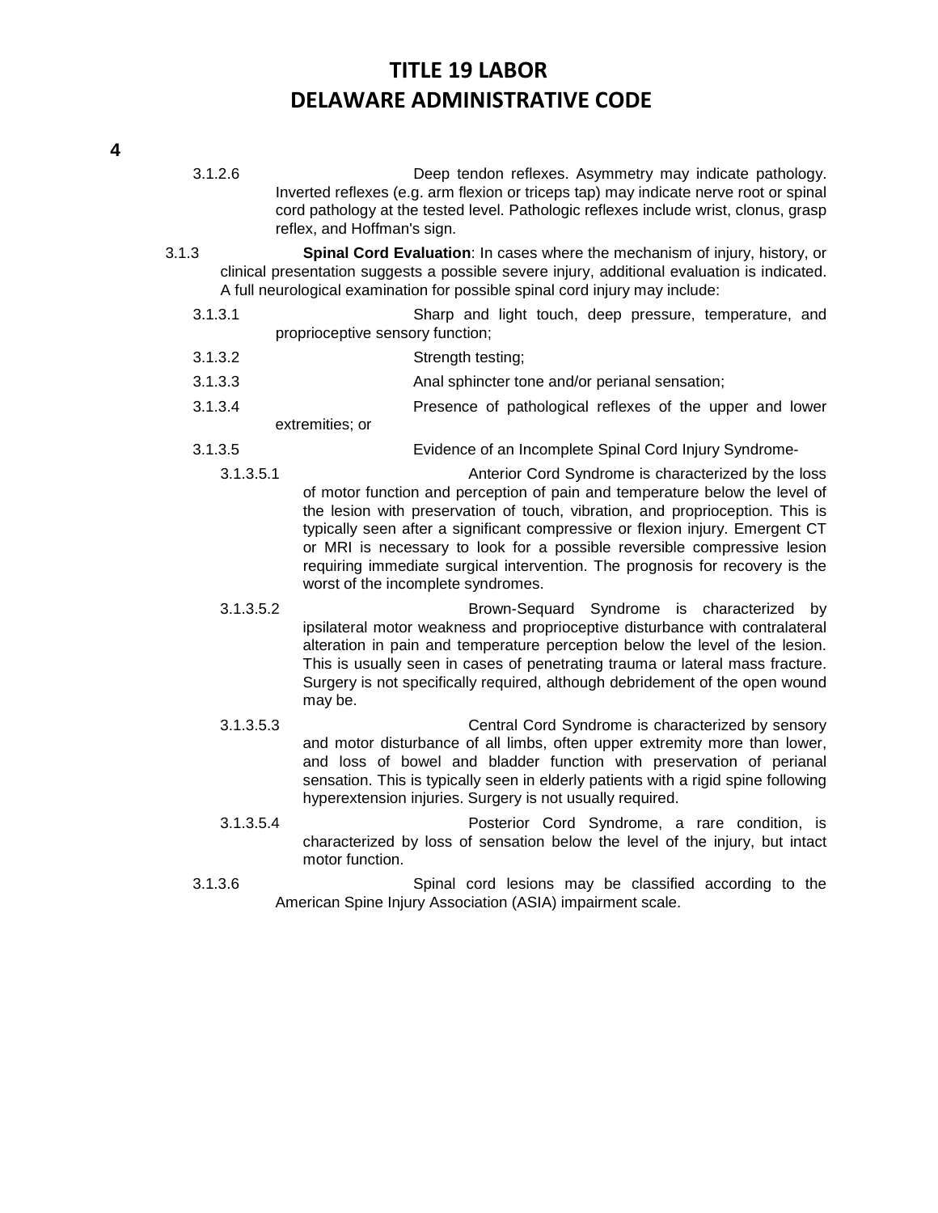3.1.2.6 Deep tendon reflexes. Asymmetry may indicate pathology. Inverted reflexes (e.g. arm flexion or triceps tap) may indicate nerve root or spinal cord pathology at the tested level. Pathologic reflexes include wrist, clonus, grasp reflex, and Hoffman's sign.

3.1.3 **Spinal Cord Evaluation**: In cases where the mechanism of injury, history, or clinical presentation suggests a possible severe injury, additional evaluation is indicated. A full neurological examination for possible spinal cord injury may include:

3.1.3.1 Sharp and light touch, deep pressure, temperature, and proprioceptive sensory function;

3.1.3.2 Strength testing;

3.1.3.3 Anal sphincter tone and/or perianal sensation;

3.1.3.4 Presence of pathological reflexes of the upper and lower extremities; or

3.1.3.5 Evidence of an Incomplete Spinal Cord Injury Syndrome-

3.1.3.5.1 Anterior Cord Syndrome is characterized by the loss of motor function and perception of pain and temperature below the level of the lesion with preservation of touch, vibration, and proprioception. This is typically seen after a significant compressive or flexion injury. Emergent CT or MRI is necessary to look for a possible reversible compressive lesion requiring immediate surgical intervention. The prognosis for recovery is the worst of the incomplete syndromes.

3.1.3.5.2 Brown-Sequard Syndrome is characterized by ipsilateral motor weakness and proprioceptive disturbance with contralateral alteration in pain and temperature perception below the level of the lesion. This is usually seen in cases of penetrating trauma or lateral mass fracture. Surgery is not specifically required, although debridement of the open wound may be.

3.1.3.5.3 Central Cord Syndrome is characterized by sensory and motor disturbance of all limbs, often upper extremity more than lower, and loss of bowel and bladder function with preservation of perianal sensation. This is typically seen in elderly patients with a rigid spine following hyperextension injuries. Surgery is not usually required.

3.1.3.5.4 Posterior Cord Syndrome, a rare condition, is characterized by loss of sensation below the level of the injury, but intact motor function.

3.1.3.6 Spinal cord lesions may be classified according to the American Spine Injury Association (ASIA) impairment scale.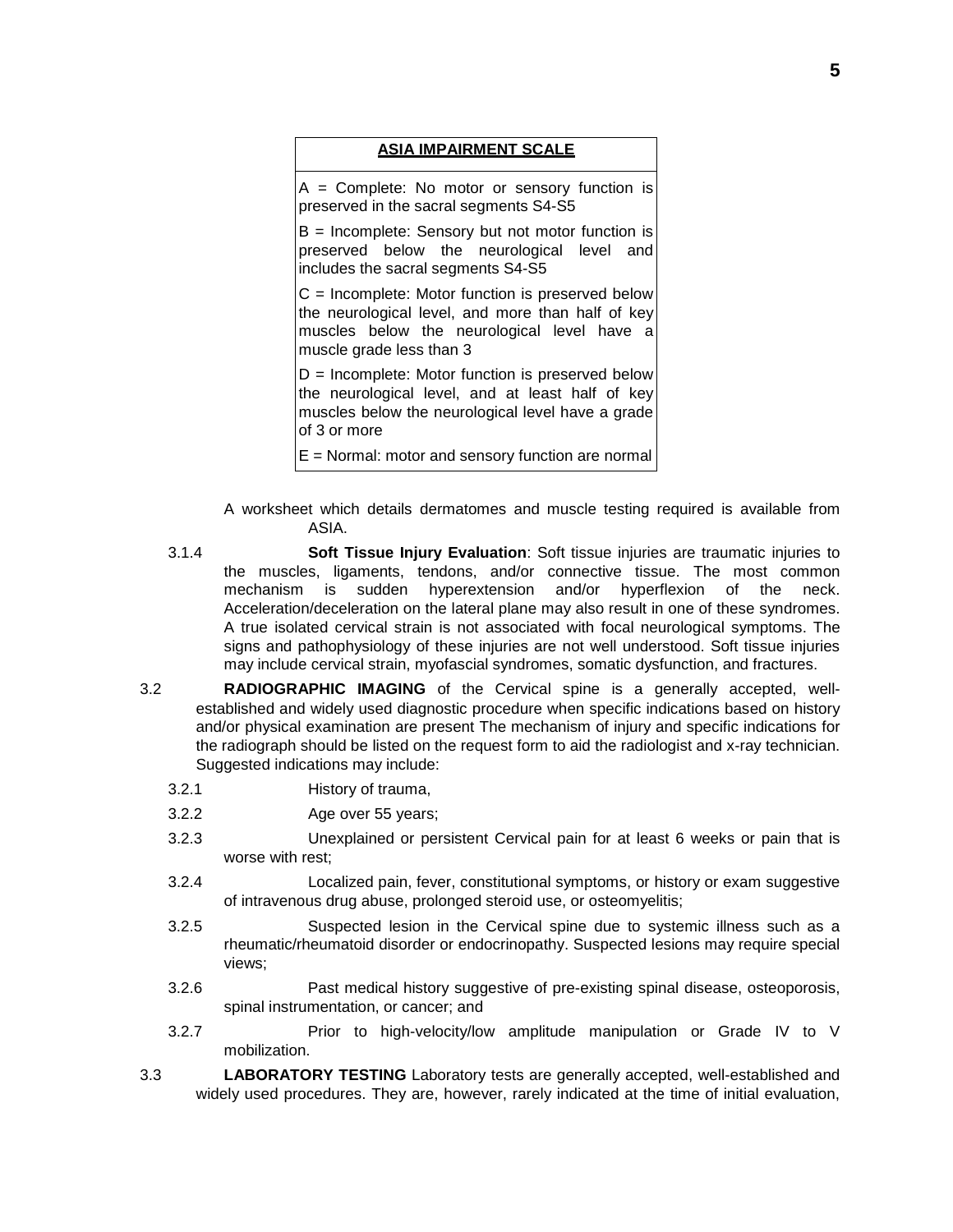| ASIA IMPAIRMENT SCALE |
|---|
| A = Complete: No motor or sensory function is preserved in the sacral segments S4-S5 |
| B = Incomplete: Sensory but not motor function is preserved below the neurological level and includes the sacral segments S4-S5 |
| C = Incomplete: Motor function is preserved below the neurological level, and more than half of key muscles below the neurological level have a muscle grade less than 3 |
| D = Incomplete: Motor function is preserved below the neurological level, and at least half of key muscles below the neurological level have a grade of 3 or more |
| E = Normal: motor and sensory function are normal |

A worksheet which details dermatomes and muscle testing required is available from ASIA.

3.1.4 **Soft Tissue Injury Evaluation**: Soft tissue injuries are traumatic injuries to the muscles, ligaments, tendons, and/or connective tissue. The most common mechanism is sudden hyperextension and/or hyperflexion of the neck. Acceleration/deceleration on the lateral plane may also result in one of these syndromes. A true isolated cervical strain is not associated with focal neurological symptoms. The signs and pathophysiology of these injuries are not well understood. Soft tissue injuries may include cervical strain, myofascial syndromes, somatic dysfunction, and fractures.

3.2 **RADIOGRAPHIC IMAGING** of the Cervical spine is a generally accepted, well-established and widely used diagnostic procedure when specific indications based on history and/or physical examination are present The mechanism of injury and specific indications for the radiograph should be listed on the request form to aid the radiologist and x-ray technician. Suggested indications may include:

3.2.1 History of trauma,

3.2.2 Age over 55 years;

3.2.3 Unexplained or persistent Cervical pain for at least 6 weeks or pain that is worse with rest;

3.2.4 Localized pain, fever, constitutional symptoms, or history or exam suggestive of intravenous drug abuse, prolonged steroid use, or osteomyelitis;

3.2.5 Suspected lesion in the Cervical spine due to systemic illness such as a rheumatic/rheumatoid disorder or endocrinopathy. Suspected lesions may require special views;

3.2.6 Past medical history suggestive of pre-existing spinal disease, osteoporosis, spinal instrumentation, or cancer; and

3.2.7 Prior to high-velocity/low amplitude manipulation or Grade IV to V mobilization.

3.3 **LABORATORY TESTING** Laboratory tests are generally accepted, well-established and widely used procedures. They are, however, rarely indicated at the time of initial evaluation,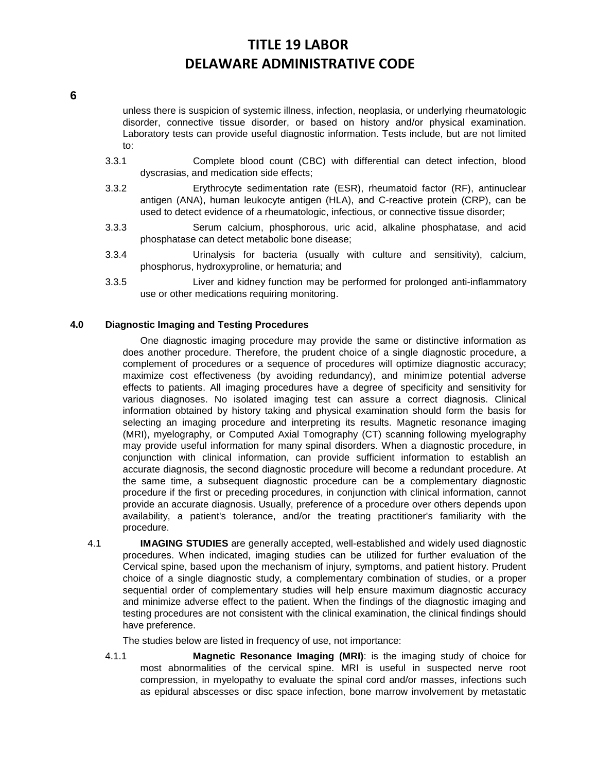unless there is suspicion of systemic illness, infection, neoplasia, or underlying rheumatologic disorder, connective tissue disorder, or based on history and/or physical examination. Laboratory tests can provide useful diagnostic information. Tests include, but are not limited to:

3.3.1 Complete blood count (CBC) with differential can detect infection, blood dyscrasias, and medication side effects;

3.3.2 Erythrocyte sedimentation rate (ESR), rheumatoid factor (RF), antinuclear antigen (ANA), human leukocyte antigen (HLA), and C-reactive protein (CRP), can be used to detect evidence of a rheumatologic, infectious, or connective tissue disorder;

3.3.3 Serum calcium, phosphorous, uric acid, alkaline phosphatase, and acid phosphatase can detect metabolic bone disease;

3.3.4 Urinalysis for bacteria (usually with culture and sensitivity), calcium, phosphorus, hydroxyproline, or hematuria; and

3.3.5 Liver and kidney function may be performed for prolonged anti-inflammatory use or other medications requiring monitoring.

**4.0 Diagnostic Imaging and Testing Procedures**

One diagnostic imaging procedure may provide the same or distinctive information as does another procedure. Therefore, the prudent choice of a single diagnostic procedure, a complement of procedures or a sequence of procedures will optimize diagnostic accuracy; maximize cost effectiveness (by avoiding redundancy), and minimize potential adverse effects to patients. All imaging procedures have a degree of specificity and sensitivity for various diagnoses. No isolated imaging test can assure a correct diagnosis. Clinical information obtained by history taking and physical examination should form the basis for selecting an imaging procedure and interpreting its results. Magnetic resonance imaging (MRI), myelography, or Computed Axial Tomography (CT) scanning following myelography may provide useful information for many spinal disorders. When a diagnostic procedure, in conjunction with clinical information, can provide sufficient information to establish an accurate diagnosis, the second diagnostic procedure will become a redundant procedure. At the same time, a subsequent diagnostic procedure can be a complementary diagnostic procedure if the first or preceding procedures, in conjunction with clinical information, cannot provide an accurate diagnosis. Usually, preference of a procedure over others depends upon availability, a patient's tolerance, and/or the treating practitioner's familiarity with the procedure.

4.1 **IMAGING STUDIES** are generally accepted, well-established and widely used diagnostic procedures. When indicated, imaging studies can be utilized for further evaluation of the Cervical spine, based upon the mechanism of injury, symptoms, and patient history. Prudent choice of a single diagnostic study, a complementary combination of studies, or a proper sequential order of complementary studies will help ensure maximum diagnostic accuracy and minimize adverse effect to the patient. When the findings of the diagnostic imaging and testing procedures are not consistent with the clinical examination, the clinical findings should have preference.

The studies below are listed in frequency of use, not importance:

4.1.1 **Magnetic Resonance Imaging (MRI)**: is the imaging study of choice for most abnormalities of the cervical spine. MRI is useful in suspected nerve root compression, in myelopathy to evaluate the spinal cord and/or masses, infections such as epidural abscesses or disc space infection, bone marrow involvement by metastatic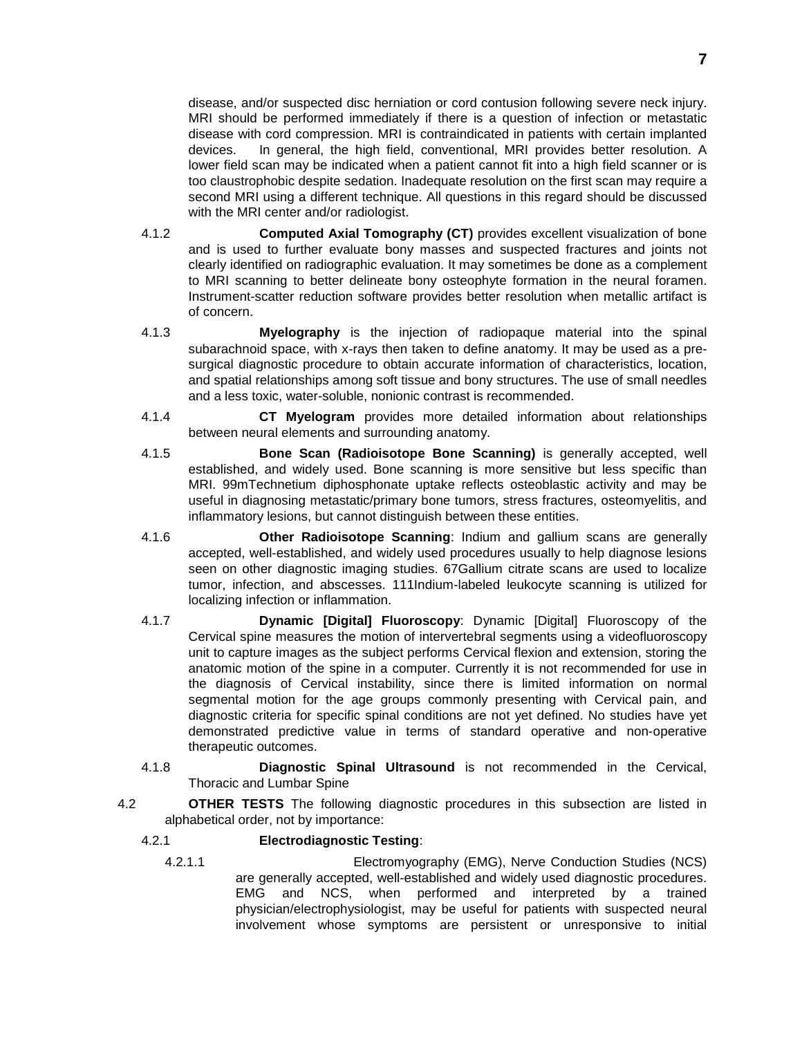disease, and/or suspected disc herniation or cord contusion following severe neck injury. MRI should be performed immediately if there is a question of infection or metastatic disease with cord compression. MRI is contraindicated in patients with certain implanted devices. In general, the high field, conventional, MRI provides better resolution. A lower field scan may be indicated when a patient cannot fit into a high field scanner or is too claustrophobic despite sedation. Inadequate resolution on the first scan may require a second MRI using a different technique. All questions in this regard should be discussed with the MRI center and/or radiologist.

4.1.2 **Computed Axial Tomography (CT)** provides excellent visualization of bone and is used to further evaluate bony masses and suspected fractures and joints not clearly identified on radiographic evaluation. It may sometimes be done as a complement to MRI scanning to better delineate bony osteophyte formation in the neural foramen. Instrument-scatter reduction software provides better resolution when metallic artifact is of concern.

4.1.3 **Myelography** is the injection of radiopaque material into the spinal subarachnoid space, with x-rays then taken to define anatomy. It may be used as a pre-surgical diagnostic procedure to obtain accurate information of characteristics, location, and spatial relationships among soft tissue and bony structures. The use of small needles and a less toxic, water-soluble, nonionic contrast is recommended.

4.1.4 **CT Myelogram** provides more detailed information about relationships between neural elements and surrounding anatomy.

4.1.5 **Bone Scan (Radioisotope Bone Scanning)** is generally accepted, well established, and widely used. Bone scanning is more sensitive but less specific than MRI. 99mTechnetium diphosphonate uptake reflects osteoblastic activity and may be useful in diagnosing metastatic/primary bone tumors, stress fractures, osteomyelitis, and inflammatory lesions, but cannot distinguish between these entities.

4.1.6 **Other Radioisotope Scanning**: Indium and gallium scans are generally accepted, well-established, and widely used procedures usually to help diagnose lesions seen on other diagnostic imaging studies. 67Gallium citrate scans are used to localize tumor, infection, and abscesses. 111Indium-labeled leukocyte scanning is utilized for localizing infection or inflammation.

4.1.7 **Dynamic [Digital] Fluoroscopy**: Dynamic [Digital] Fluoroscopy of the Cervical spine measures the motion of intervertebral segments using a videofluoroscopy unit to capture images as the subject performs Cervical flexion and extension, storing the anatomic motion of the spine in a computer. Currently it is not recommended for use in the diagnosis of Cervical instability, since there is limited information on normal segmental motion for the age groups commonly presenting with Cervical pain, and diagnostic criteria for specific spinal conditions are not yet defined. No studies have yet demonstrated predictive value in terms of standard operative and non-operative therapeutic outcomes.

4.1.8 **Diagnostic Spinal Ultrasound** is not recommended in the Cervical, Thoracic and Lumbar Spine

4.2 **OTHER TESTS** The following diagnostic procedures in this subsection are listed in alphabetical order, not by importance:

4.2.1 **Electrodiagnostic Testing**:

4.2.1.1 Electromyography (EMG), Nerve Conduction Studies (NCS) are generally accepted, well-established and widely used diagnostic procedures. EMG and NCS, when performed and interpreted by a trained physician/electrophysiologist, may be useful for patients with suspected neural involvement whose symptoms are persistent or unresponsive to initial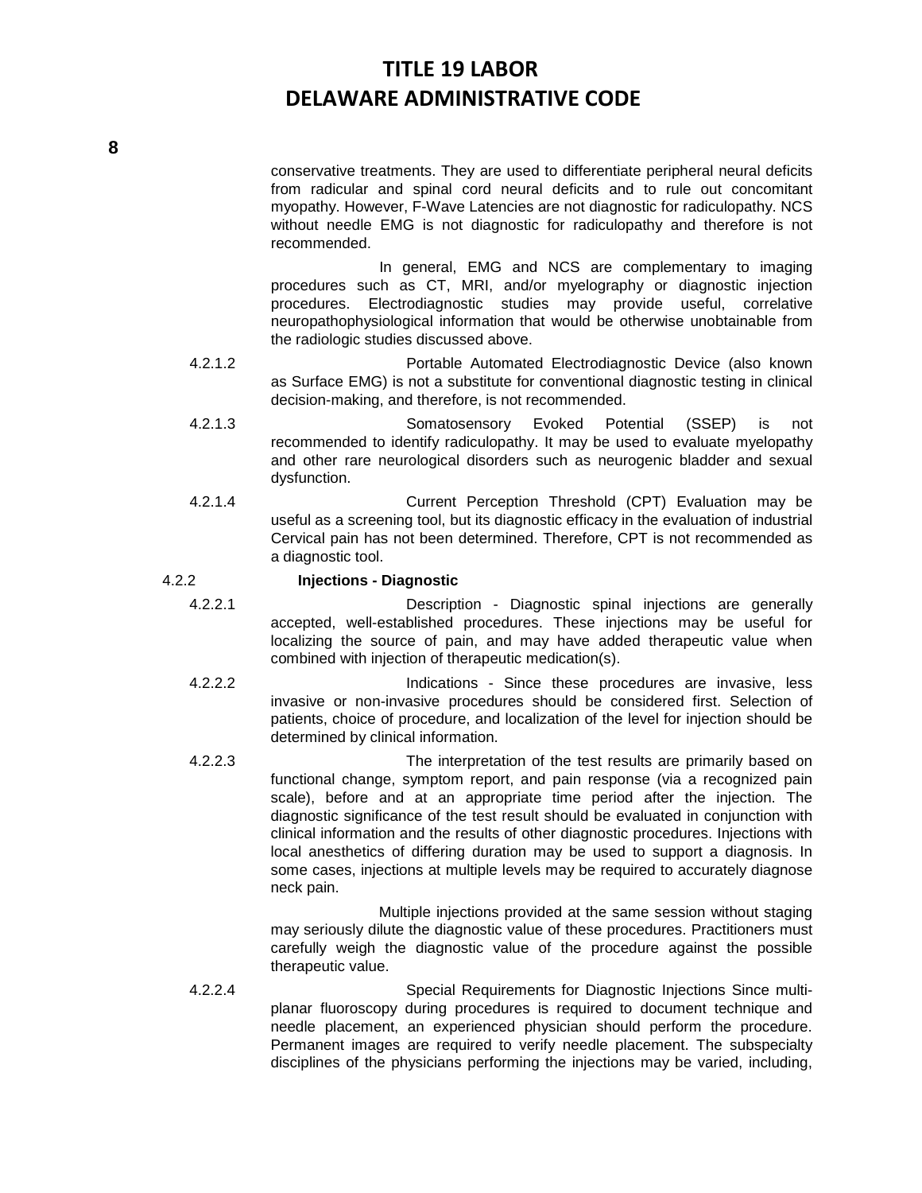conservative treatments. They are used to differentiate peripheral neural deficits from radicular and spinal cord neural deficits and to rule out concomitant myopathy. However, F-Wave Latencies are not diagnostic for radiculopathy. NCS without needle EMG is not diagnostic for radiculopathy and therefore is not recommended.

In general, EMG and NCS are complementary to imaging procedures such as CT, MRI, and/or myelography or diagnostic injection procedures. Electrodiagnostic studies may provide useful, correlative neuropathophysiological information that would be otherwise unobtainable from the radiologic studies discussed above.

4.2.1.2 Portable Automated Electrodiagnostic Device (also known as Surface EMG) is not a substitute for conventional diagnostic testing in clinical decision-making, and therefore, is not recommended.

4.2.1.3 Somatosensory Evoked Potential (SSEP) is not recommended to identify radiculopathy. It may be used to evaluate myelopathy and other rare neurological disorders such as neurogenic bladder and sexual dysfunction.

4.2.1.4 Current Perception Threshold (CPT) Evaluation may be useful as a screening tool, but its diagnostic efficacy in the evaluation of industrial Cervical pain has not been determined. Therefore, CPT is not recommended as a diagnostic tool.

4.2.2 **Injections - Diagnostic**

4.2.2.1 Description - Diagnostic spinal injections are generally accepted, well-established procedures. These injections may be useful for localizing the source of pain, and may have added therapeutic value when combined with injection of therapeutic medication(s).

4.2.2.2 Indications - Since these procedures are invasive, less invasive or non-invasive procedures should be considered first. Selection of patients, choice of procedure, and localization of the level for injection should be determined by clinical information.

4.2.2.3 The interpretation of the test results are primarily based on functional change, symptom report, and pain response (via a recognized pain scale), before and at an appropriate time period after the injection. The diagnostic significance of the test result should be evaluated in conjunction with clinical information and the results of other diagnostic procedures. Injections with local anesthetics of differing duration may be used to support a diagnosis. In some cases, injections at multiple levels may be required to accurately diagnose neck pain.

Multiple injections provided at the same session without staging may seriously dilute the diagnostic value of these procedures. Practitioners must carefully weigh the diagnostic value of the procedure against the possible therapeutic value.

4.2.2.4 Special Requirements for Diagnostic Injections Since multi-planar fluoroscopy during procedures is required to document technique and needle placement, an experienced physician should perform the procedure. Permanent images are required to verify needle placement. The subspecialty disciplines of the physicians performing the injections may be varied, including,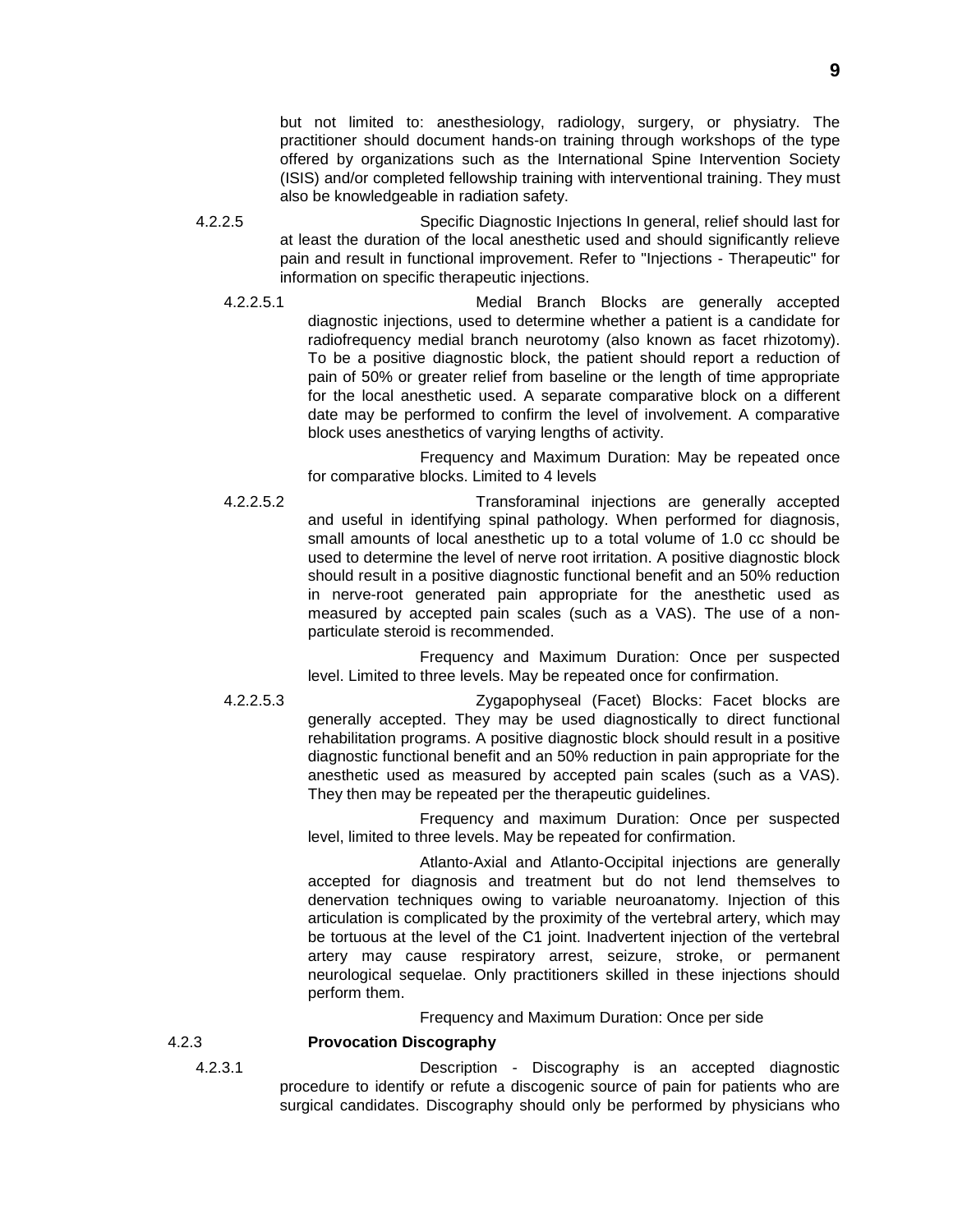but not limited to: anesthesiology, radiology, surgery, or physiatry. The practitioner should document hands-on training through workshops of the type offered by organizations such as the International Spine Intervention Society (ISIS) and/or completed fellowship training with interventional training. They must also be knowledgeable in radiation safety.

4.2.2.5 Specific Diagnostic Injections In general, relief should last for at least the duration of the local anesthetic used and should significantly relieve pain and result in functional improvement. Refer to "Injections - Therapeutic" for information on specific therapeutic injections.

4.2.2.5.1 Medial Branch Blocks are generally accepted diagnostic injections, used to determine whether a patient is a candidate for radiofrequency medial branch neurotomy (also known as facet rhizotomy). To be a positive diagnostic block, the patient should report a reduction of pain of 50% or greater relief from baseline or the length of time appropriate for the local anesthetic used. A separate comparative block on a different date may be performed to confirm the level of involvement. A comparative block uses anesthetics of varying lengths of activity.

Frequency and Maximum Duration: May be repeated once for comparative blocks. Limited to 4 levels

4.2.2.5.2 Transforaminal injections are generally accepted and useful in identifying spinal pathology. When performed for diagnosis, small amounts of local anesthetic up to a total volume of 1.0 cc should be used to determine the level of nerve root irritation. A positive diagnostic block should result in a positive diagnostic functional benefit and an 50% reduction in nerve-root generated pain appropriate for the anesthetic used as measured by accepted pain scales (such as a VAS). The use of a non-particulate steroid is recommended.

Frequency and Maximum Duration: Once per suspected level. Limited to three levels. May be repeated once for confirmation.

4.2.2.5.3 Zygapophyseal (Facet) Blocks: Facet blocks are generally accepted. They may be used diagnostically to direct functional rehabilitation programs. A positive diagnostic block should result in a positive diagnostic functional benefit and an 50% reduction in pain appropriate for the anesthetic used as measured by accepted pain scales (such as a VAS). They then may be repeated per the therapeutic guidelines.

Frequency and maximum Duration: Once per suspected level, limited to three levels. May be repeated for confirmation.

Atlanto-Axial and Atlanto-Occipital injections are generally accepted for diagnosis and treatment but do not lend themselves to denervation techniques owing to variable neuroanatomy. Injection of this articulation is complicated by the proximity of the vertebral artery, which may be tortuous at the level of the C1 joint. Inadvertent injection of the vertebral artery may cause respiratory arrest, seizure, stroke, or permanent neurological sequelae. Only practitioners skilled in these injections should perform them.

Frequency and Maximum Duration: Once per side

4.2.3 **Provocation Discography**

4.2.3.1 Description - Discography is an accepted diagnostic procedure to identify or refute a discogenic source of pain for patients who are surgical candidates. Discography should only be performed by physicians who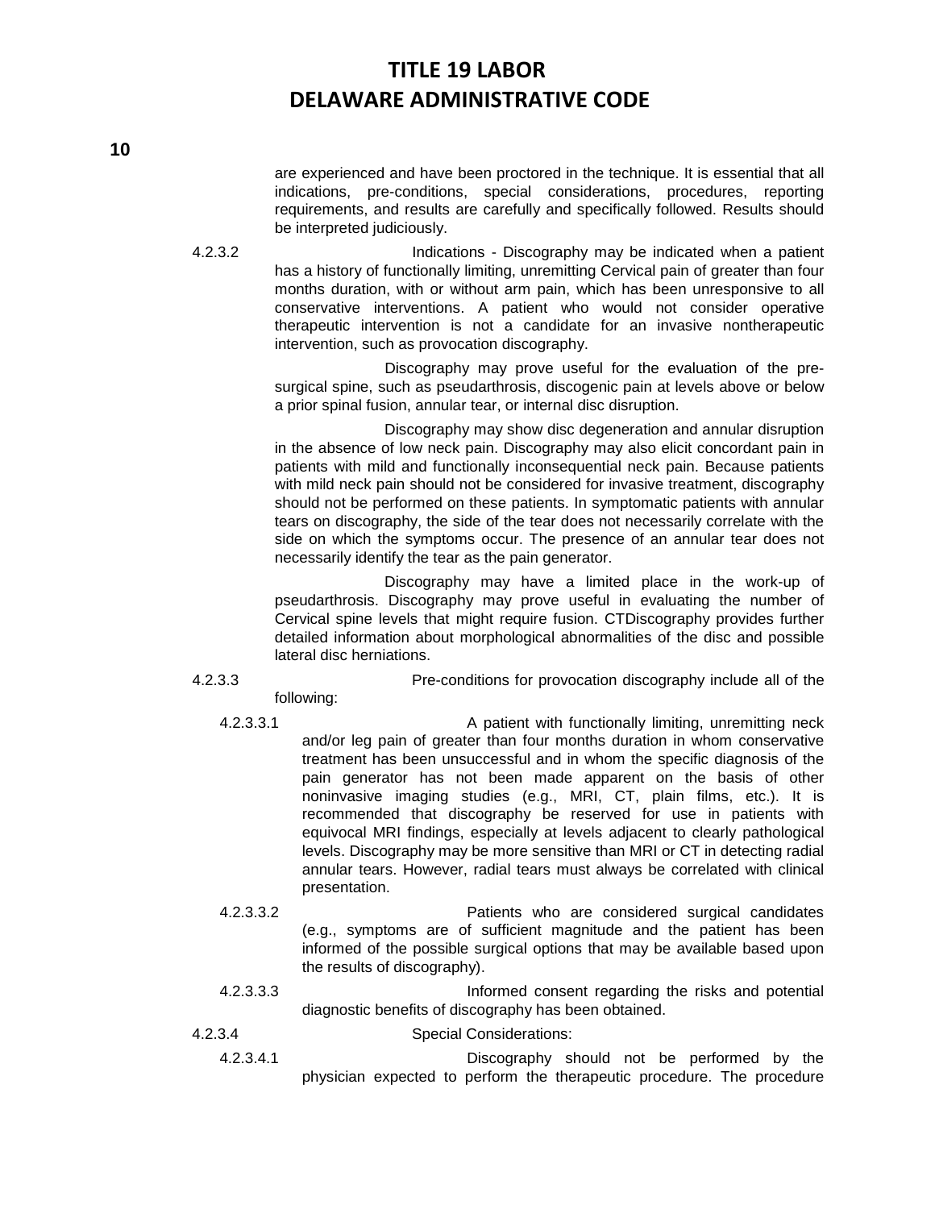are experienced and have been proctored in the technique. It is essential that all indications, pre-conditions, special considerations, procedures, reporting requirements, and results are carefully and specifically followed. Results should be interpreted judiciously.

4.2.3.2 Indications - Discography may be indicated when a patient has a history of functionally limiting, unremitting Cervical pain of greater than four months duration, with or without arm pain, which has been unresponsive to all conservative interventions. A patient who would not consider operative therapeutic intervention is not a candidate for an invasive nontherapeutic intervention, such as provocation discography.

Discography may prove useful for the evaluation of the pre-surgical spine, such as pseudarthrosis, discogenic pain at levels above or below a prior spinal fusion, annular tear, or internal disc disruption.

Discography may show disc degeneration and annular disruption in the absence of low neck pain. Discography may also elicit concordant pain in patients with mild and functionally inconsequential neck pain. Because patients with mild neck pain should not be considered for invasive treatment, discography should not be performed on these patients. In symptomatic patients with annular tears on discography, the side of the tear does not necessarily correlate with the side on which the symptoms occur. The presence of an annular tear does not necessarily identify the tear as the pain generator.

Discography may have a limited place in the work-up of pseudarthrosis. Discography may prove useful in evaluating the number of Cervical spine levels that might require fusion. CTDiscography provides further detailed information about morphological abnormalities of the disc and possible lateral disc herniations.

4.2.3.3 Pre-conditions for provocation discography include all of the following:

4.2.3.3.1 A patient with functionally limiting, unremitting neck and/or leg pain of greater than four months duration in whom conservative treatment has been unsuccessful and in whom the specific diagnosis of the pain generator has not been made apparent on the basis of other noninvasive imaging studies (e.g., MRI, CT, plain films, etc.). It is recommended that discography be reserved for use in patients with equivocal MRI findings, especially at levels adjacent to clearly pathological levels. Discography may be more sensitive than MRI or CT in detecting radial annular tears. However, radial tears must always be correlated with clinical presentation.

4.2.3.3.2 Patients who are considered surgical candidates (e.g., symptoms are of sufficient magnitude and the patient has been informed of the possible surgical options that may be available based upon the results of discography).

4.2.3.3.3 Informed consent regarding the risks and potential diagnostic benefits of discography has been obtained.

4.2.3.4 Special Considerations:

4.2.3.4.1 Discography should not be performed by the physician expected to perform the therapeutic procedure. The procedure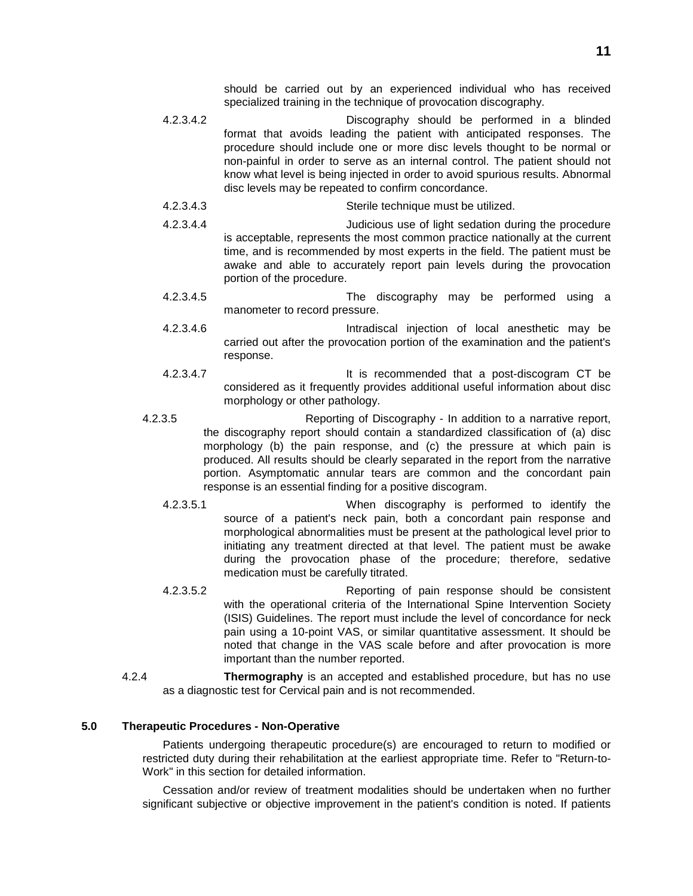should be carried out by an experienced individual who has received specialized training in the technique of provocation discography.

4.2.3.4.2 Discography should be performed in a blinded format that avoids leading the patient with anticipated responses. The procedure should include one or more disc levels thought to be normal or non-painful in order to serve as an internal control. The patient should not know what level is being injected in order to avoid spurious results. Abnormal disc levels may be repeated to confirm concordance.

4.2.3.4.3 Sterile technique must be utilized.

4.2.3.4.4 Judicious use of light sedation during the procedure is acceptable, represents the most common practice nationally at the current time, and is recommended by most experts in the field. The patient must be awake and able to accurately report pain levels during the provocation portion of the procedure.

4.2.3.4.5 The discography may be performed using a manometer to record pressure.

4.2.3.4.6 Intradiscal injection of local anesthetic may be carried out after the provocation portion of the examination and the patient's response.

4.2.3.4.7 It is recommended that a post-discogram CT be considered as it frequently provides additional useful information about disc morphology or other pathology.

4.2.3.5 Reporting of Discography - In addition to a narrative report, the discography report should contain a standardized classification of (a) disc morphology (b) the pain response, and (c) the pressure at which pain is produced. All results should be clearly separated in the report from the narrative portion. Asymptomatic annular tears are common and the concordant pain response is an essential finding for a positive discogram.

4.2.3.5.1 When discography is performed to identify the source of a patient's neck pain, both a concordant pain response and morphological abnormalities must be present at the pathological level prior to initiating any treatment directed at that level. The patient must be awake during the provocation phase of the procedure; therefore, sedative medication must be carefully titrated.

4.2.3.5.2 Reporting of pain response should be consistent with the operational criteria of the International Spine Intervention Society (ISIS) Guidelines. The report must include the level of concordance for neck pain using a 10-point VAS, or similar quantitative assessment. It should be noted that change in the VAS scale before and after provocation is more important than the number reported.

4.2.4 **Thermography** is an accepted and established procedure, but has no use as a diagnostic test for Cervical pain and is not recommended.

## 5.0 Therapeutic Procedures - Non-Operative

Patients undergoing therapeutic procedure(s) are encouraged to return to modified or restricted duty during their rehabilitation at the earliest appropriate time. Refer to "Return-to-Work" in this section for detailed information.

Cessation and/or review of treatment modalities should be undertaken when no further significant subjective or objective improvement in the patient's condition is noted. If patients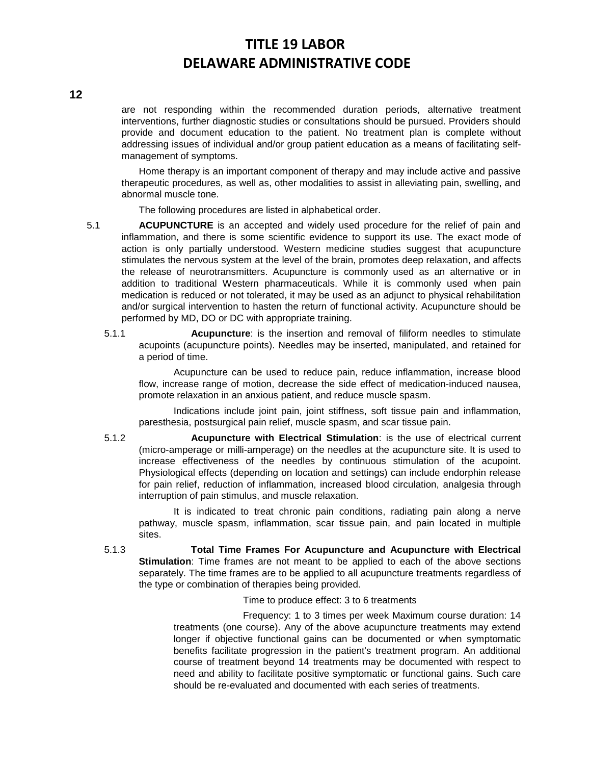are not responding within the recommended duration periods, alternative treatment interventions, further diagnostic studies or consultations should be pursued. Providers should provide and document education to the patient. No treatment plan is complete without addressing issues of individual and/or group patient education as a means of facilitating self-management of symptoms.

Home therapy is an important component of therapy and may include active and passive therapeutic procedures, as well as, other modalities to assist in alleviating pain, swelling, and abnormal muscle tone.

The following procedures are listed in alphabetical order.

5.1 **ACUPUNCTURE** is an accepted and widely used procedure for the relief of pain and inflammation, and there is some scientific evidence to support its use. The exact mode of action is only partially understood. Western medicine studies suggest that acupuncture stimulates the nervous system at the level of the brain, promotes deep relaxation, and affects the release of neurotransmitters. Acupuncture is commonly used as an alternative or in addition to traditional Western pharmaceuticals. While it is commonly used when pain medication is reduced or not tolerated, it may be used as an adjunct to physical rehabilitation and/or surgical intervention to hasten the return of functional activity. Acupuncture should be performed by MD, DO or DC with appropriate training.

5.1.1 **Acupuncture**: is the insertion and removal of filiform needles to stimulate acupoints (acupuncture points). Needles may be inserted, manipulated, and retained for a period of time.

Acupuncture can be used to reduce pain, reduce inflammation, increase blood flow, increase range of motion, decrease the side effect of medication-induced nausea, promote relaxation in an anxious patient, and reduce muscle spasm.

Indications include joint pain, joint stiffness, soft tissue pain and inflammation, paresthesia, postsurgical pain relief, muscle spasm, and scar tissue pain.

5.1.2 **Acupuncture with Electrical Stimulation**: is the use of electrical current (micro-amperage or milli-amperage) on the needles at the acupuncture site. It is used to increase effectiveness of the needles by continuous stimulation of the acupoint. Physiological effects (depending on location and settings) can include endorphin release for pain relief, reduction of inflammation, increased blood circulation, analgesia through interruption of pain stimulus, and muscle relaxation.

It is indicated to treat chronic pain conditions, radiating pain along a nerve pathway, muscle spasm, inflammation, scar tissue pain, and pain located in multiple sites.

5.1.3 **Total Time Frames For Acupuncture and Acupuncture with Electrical Stimulation**: Time frames are not meant to be applied to each of the above sections separately. The time frames are to be applied to all acupuncture treatments regardless of the type or combination of therapies being provided.

Time to produce effect: 3 to 6 treatments

Frequency: 1 to 3 times per week Maximum course duration: 14 treatments (one course). Any of the above acupuncture treatments may extend longer if objective functional gains can be documented or when symptomatic benefits facilitate progression in the patient's treatment program. An additional course of treatment beyond 14 treatments may be documented with respect to need and ability to facilitate positive symptomatic or functional gains. Such care should be re-evaluated and documented with each series of treatments.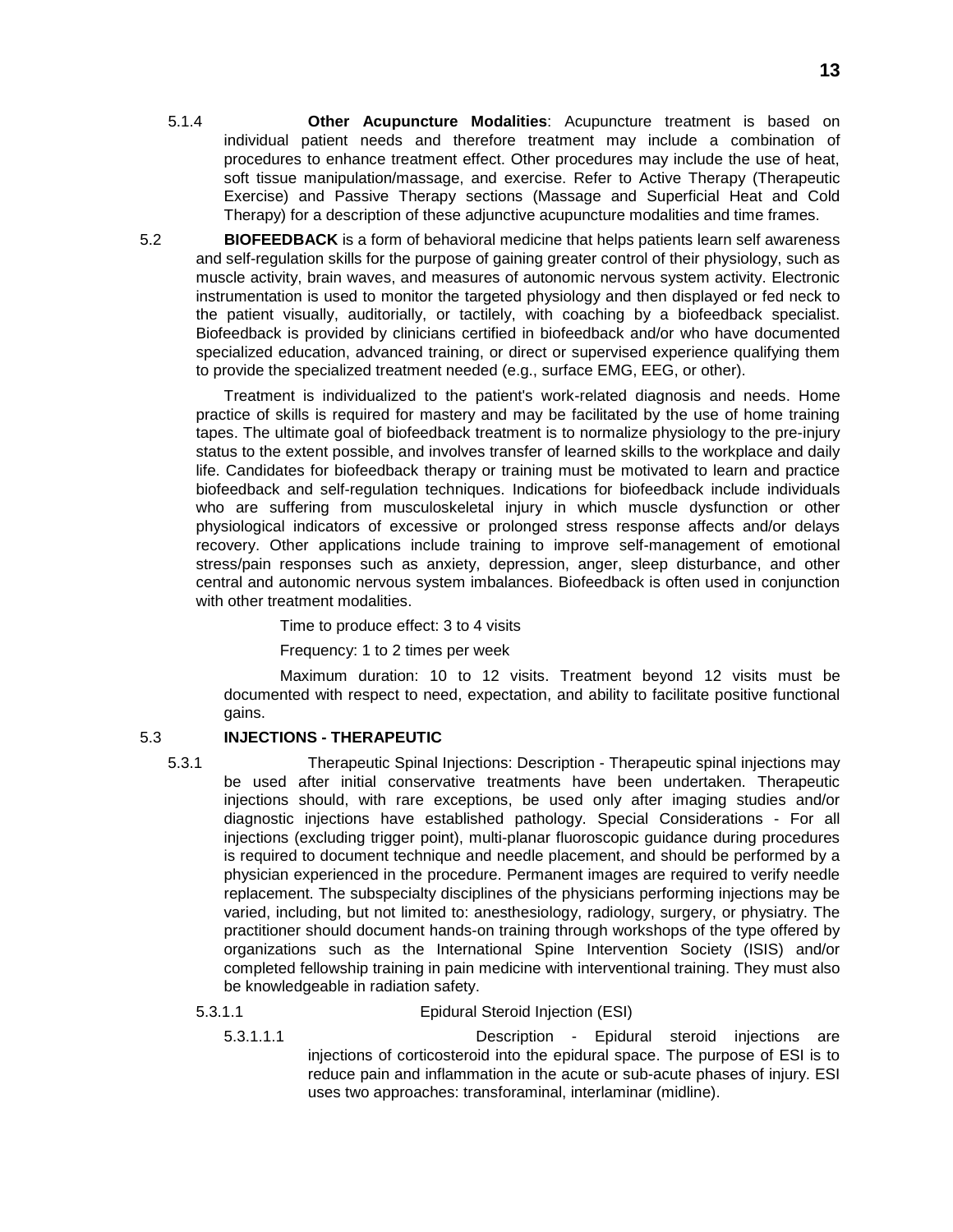5.1.4 **Other Acupuncture Modalities**: Acupuncture treatment is based on individual patient needs and therefore treatment may include a combination of procedures to enhance treatment effect. Other procedures may include the use of heat, soft tissue manipulation/massage, and exercise. Refer to Active Therapy (Therapeutic Exercise) and Passive Therapy sections (Massage and Superficial Heat and Cold Therapy) for a description of these adjunctive acupuncture modalities and time frames.

5.2 **BIOFEEDBACK** is a form of behavioral medicine that helps patients learn self awareness and self-regulation skills for the purpose of gaining greater control of their physiology, such as muscle activity, brain waves, and measures of autonomic nervous system activity. Electronic instrumentation is used to monitor the targeted physiology and then displayed or fed neck to the patient visually, auditorially, or tactilely, with coaching by a biofeedback specialist. Biofeedback is provided by clinicians certified in biofeedback and/or who have documented specialized education, advanced training, or direct or supervised experience qualifying them to provide the specialized treatment needed (e.g., surface EMG, EEG, or other).

Treatment is individualized to the patient's work-related diagnosis and needs. Home practice of skills is required for mastery and may be facilitated by the use of home training tapes. The ultimate goal of biofeedback treatment is to normalize physiology to the pre-injury status to the extent possible, and involves transfer of learned skills to the workplace and daily life. Candidates for biofeedback therapy or training must be motivated to learn and practice biofeedback and self-regulation techniques. Indications for biofeedback include individuals who are suffering from musculoskeletal injury in which muscle dysfunction or other physiological indicators of excessive or prolonged stress response affects and/or delays recovery. Other applications include training to improve self-management of emotional stress/pain responses such as anxiety, depression, anger, sleep disturbance, and other central and autonomic nervous system imbalances. Biofeedback is often used in conjunction with other treatment modalities.

Time to produce effect: 3 to 4 visits

Frequency: 1 to 2 times per week

Maximum duration: 10 to 12 visits. Treatment beyond 12 visits must be documented with respect to need, expectation, and ability to facilitate positive functional gains.

5.3 **INJECTIONS - THERAPEUTIC**

5.3.1 Therapeutic Spinal Injections: Description - Therapeutic spinal injections may be used after initial conservative treatments have been undertaken. Therapeutic injections should, with rare exceptions, be used only after imaging studies and/or diagnostic injections have established pathology. Special Considerations - For all injections (excluding trigger point), multi-planar fluoroscopic guidance during procedures is required to document technique and needle placement, and should be performed by a physician experienced in the procedure. Permanent images are required to verify needle replacement. The subspecialty disciplines of the physicians performing injections may be varied, including, but not limited to: anesthesiology, radiology, surgery, or physiatry. The practitioner should document hands-on training through workshops of the type offered by organizations such as the International Spine Intervention Society (ISIS) and/or completed fellowship training in pain medicine with interventional training. They must also be knowledgeable in radiation safety.

5.3.1.1 Epidural Steroid Injection (ESI)

5.3.1.1.1 Description - Epidural steroid injections are injections of corticosteroid into the epidural space. The purpose of ESI is to reduce pain and inflammation in the acute or sub-acute phases of injury. ESI uses two approaches: transforaminal, interlaminar (midline).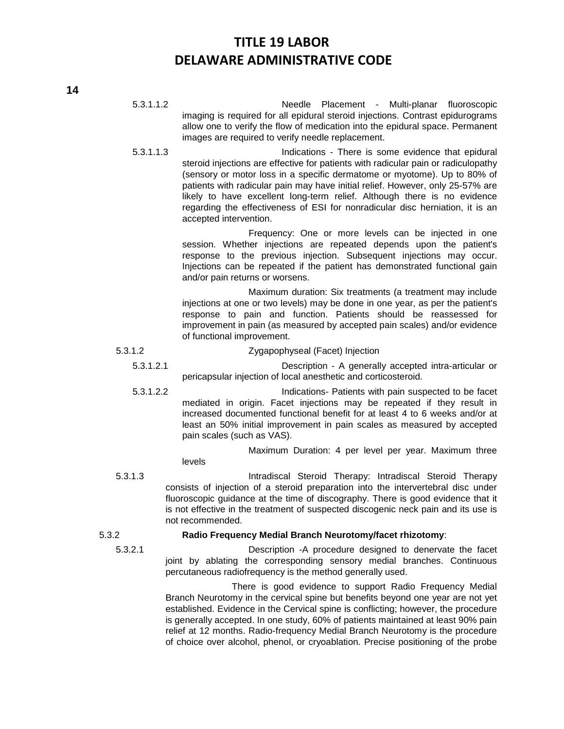5.3.1.1.2 Needle Placement - Multi-planar fluoroscopic imaging is required for all epidural steroid injections. Contrast epidurograms allow one to verify the flow of medication into the epidural space. Permanent images are required to verify needle replacement.

5.3.1.1.3 Indications - There is some evidence that epidural steroid injections are effective for patients with radicular pain or radiculopathy (sensory or motor loss in a specific dermatome or myotome). Up to 80% of patients with radicular pain may have initial relief. However, only 25-57% are likely to have excellent long-term relief. Although there is no evidence regarding the effectiveness of ESI for nonradicular disc herniation, it is an accepted intervention.

Frequency: One or more levels can be injected in one session. Whether injections are repeated depends upon the patient's response to the previous injection. Subsequent injections may occur. Injections can be repeated if the patient has demonstrated functional gain and/or pain returns or worsens.

Maximum duration: Six treatments (a treatment may include injections at one or two levels) may be done in one year, as per the patient's response to pain and function. Patients should be reassessed for improvement in pain (as measured by accepted pain scales) and/or evidence of functional improvement.

5.3.1.2 Zygapophyseal (Facet) Injection

5.3.1.2.1 Description - A generally accepted intra-articular or pericapsular injection of local anesthetic and corticosteroid.

5.3.1.2.2 Indications- Patients with pain suspected to be facet mediated in origin. Facet injections may be repeated if they result in increased documented functional benefit for at least 4 to 6 weeks and/or at least an 50% initial improvement in pain scales as measured by accepted pain scales (such as VAS).

Maximum Duration: 4 per level per year. Maximum three levels

5.3.1.3 Intradiscal Steroid Therapy: Intradiscal Steroid Therapy consists of injection of a steroid preparation into the intervertebral disc under fluoroscopic guidance at the time of discography. There is good evidence that it is not effective in the treatment of suspected discogenic neck pain and its use is not recommended.

5.3.2 **Radio Frequency Medial Branch Neurotomy/facet rhizotomy**:

5.3.2.1 Description -A procedure designed to denervate the facet joint by ablating the corresponding sensory medial branches. Continuous percutaneous radiofrequency is the method generally used.

There is good evidence to support Radio Frequency Medial Branch Neurotomy in the cervical spine but benefits beyond one year are not yet established. Evidence in the Cervical spine is conflicting; however, the procedure is generally accepted. In one study, 60% of patients maintained at least 90% pain relief at 12 months. Radio-frequency Medial Branch Neurotomy is the procedure of choice over alcohol, phenol, or cryoablation. Precise positioning of the probe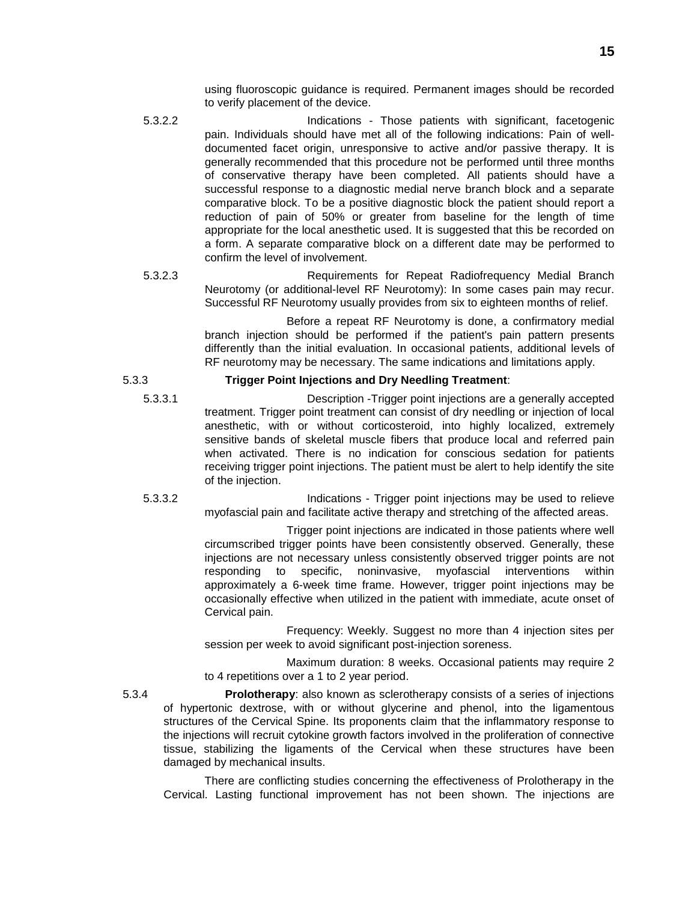using fluoroscopic guidance is required. Permanent images should be recorded to verify placement of the device.

5.3.2.2 Indications - Those patients with significant, facetogenic pain. Individuals should have met all of the following indications: Pain of well-documented facet origin, unresponsive to active and/or passive therapy. It is generally recommended that this procedure not be performed until three months of conservative therapy have been completed. All patients should have a successful response to a diagnostic medial nerve branch block and a separate comparative block. To be a positive diagnostic block the patient should report a reduction of pain of 50% or greater from baseline for the length of time appropriate for the local anesthetic used. It is suggested that this be recorded on a form. A separate comparative block on a different date may be performed to confirm the level of involvement.

5.3.2.3 Requirements for Repeat Radiofrequency Medial Branch Neurotomy (or additional-level RF Neurotomy): In some cases pain may recur. Successful RF Neurotomy usually provides from six to eighteen months of relief.

Before a repeat RF Neurotomy is done, a confirmatory medial branch injection should be performed if the patient's pain pattern presents differently than the initial evaluation. In occasional patients, additional levels of RF neurotomy may be necessary. The same indications and limitations apply.

5.3.3 **Trigger Point Injections and Dry Needling Treatment**:

5.3.3.1 Description -Trigger point injections are a generally accepted treatment. Trigger point treatment can consist of dry needling or injection of local anesthetic, with or without corticosteroid, into highly localized, extremely sensitive bands of skeletal muscle fibers that produce local and referred pain when activated. There is no indication for conscious sedation for patients receiving trigger point injections. The patient must be alert to help identify the site of the injection.

5.3.3.2 Indications - Trigger point injections may be used to relieve myofascial pain and facilitate active therapy and stretching of the affected areas.

Trigger point injections are indicated in those patients where well circumscribed trigger points have been consistently observed. Generally, these injections are not necessary unless consistently observed trigger points are not responding to specific, noninvasive, myofascial interventions within approximately a 6-week time frame. However, trigger point injections may be occasionally effective when utilized in the patient with immediate, acute onset of Cervical pain.

Frequency: Weekly. Suggest no more than 4 injection sites per session per week to avoid significant post-injection soreness.

Maximum duration: 8 weeks. Occasional patients may require 2 to 4 repetitions over a 1 to 2 year period.

5.3.4 **Prolotherapy**: also known as sclerotherapy consists of a series of injections of hypertonic dextrose, with or without glycerine and phenol, into the ligamentous structures of the Cervical Spine. Its proponents claim that the inflammatory response to the injections will recruit cytokine growth factors involved in the proliferation of connective tissue, stabilizing the ligaments of the Cervical when these structures have been damaged by mechanical insults.

There are conflicting studies concerning the effectiveness of Prolotherapy in the Cervical. Lasting functional improvement has not been shown. The injections are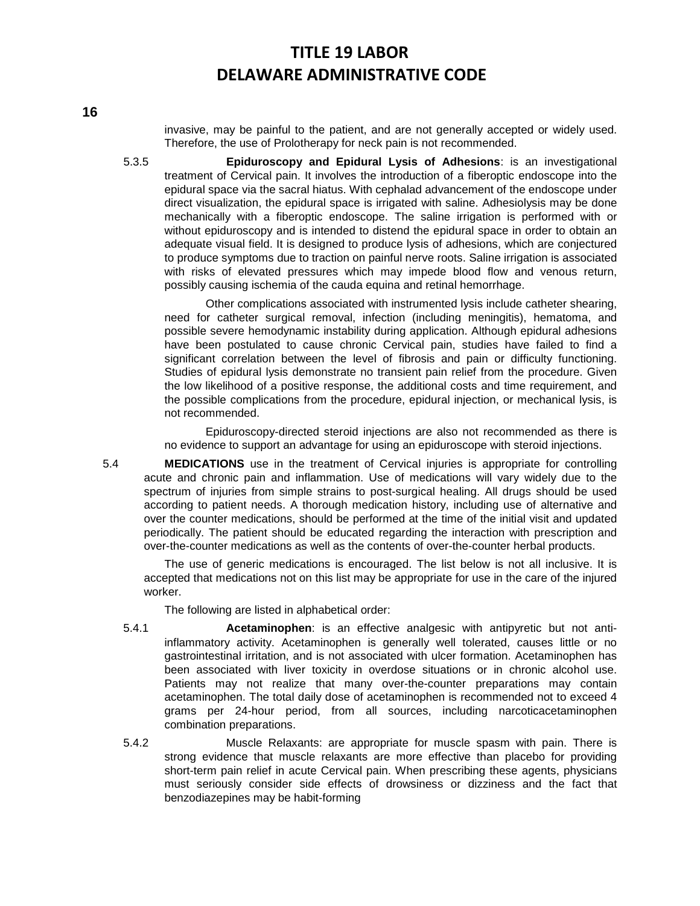invasive, may be painful to the patient, and are not generally accepted or widely used. Therefore, the use of Prolotherapy for neck pain is not recommended.

5.3.5 **Epiduroscopy and Epidural Lysis of Adhesions**: is an investigational treatment of Cervical pain. It involves the introduction of a fiberoptic endoscope into the epidural space via the sacral hiatus. With cephalad advancement of the endoscope under direct visualization, the epidural space is irrigated with saline. Adhesiolysis may be done mechanically with a fiberoptic endoscope. The saline irrigation is performed with or without epiduroscopy and is intended to distend the epidural space in order to obtain an adequate visual field. It is designed to produce lysis of adhesions, which are conjectured to produce symptoms due to traction on painful nerve roots. Saline irrigation is associated with risks of elevated pressures which may impede blood flow and venous return, possibly causing ischemia of the cauda equina and retinal hemorrhage.

Other complications associated with instrumented lysis include catheter shearing, need for catheter surgical removal, infection (including meningitis), hematoma, and possible severe hemodynamic instability during application. Although epidural adhesions have been postulated to cause chronic Cervical pain, studies have failed to find a significant correlation between the level of fibrosis and pain or difficulty functioning. Studies of epidural lysis demonstrate no transient pain relief from the procedure. Given the low likelihood of a positive response, the additional costs and time requirement, and the possible complications from the procedure, epidural injection, or mechanical lysis, is not recommended.

Epiduroscopy-directed steroid injections are also not recommended as there is no evidence to support an advantage for using an epiduroscope with steroid injections.

5.4 **MEDICATIONS** use in the treatment of Cervical injuries is appropriate for controlling acute and chronic pain and inflammation. Use of medications will vary widely due to the spectrum of injuries from simple strains to post-surgical healing. All drugs should be used according to patient needs. A thorough medication history, including use of alternative and over the counter medications, should be performed at the time of the initial visit and updated periodically. The patient should be educated regarding the interaction with prescription and over-the-counter medications as well as the contents of over-the-counter herbal products.

The use of generic medications is encouraged. The list below is not all inclusive. It is accepted that medications not on this list may be appropriate for use in the care of the injured worker.

The following are listed in alphabetical order:

5.4.1 **Acetaminophen**: is an effective analgesic with antipyretic but not anti-inflammatory activity. Acetaminophen is generally well tolerated, causes little or no gastrointestinal irritation, and is not associated with ulcer formation. Acetaminophen has been associated with liver toxicity in overdose situations or in chronic alcohol use. Patients may not realize that many over-the-counter preparations may contain acetaminophen. The total daily dose of acetaminophen is recommended not to exceed 4 grams per 24-hour period, from all sources, including narcoticacetaminophen combination preparations.

5.4.2 Muscle Relaxants: are appropriate for muscle spasm with pain. There is strong evidence that muscle relaxants are more effective than placebo for providing short-term pain relief in acute Cervical pain. When prescribing these agents, physicians must seriously consider side effects of drowsiness or dizziness and the fact that benzodiazepines may be habit-forming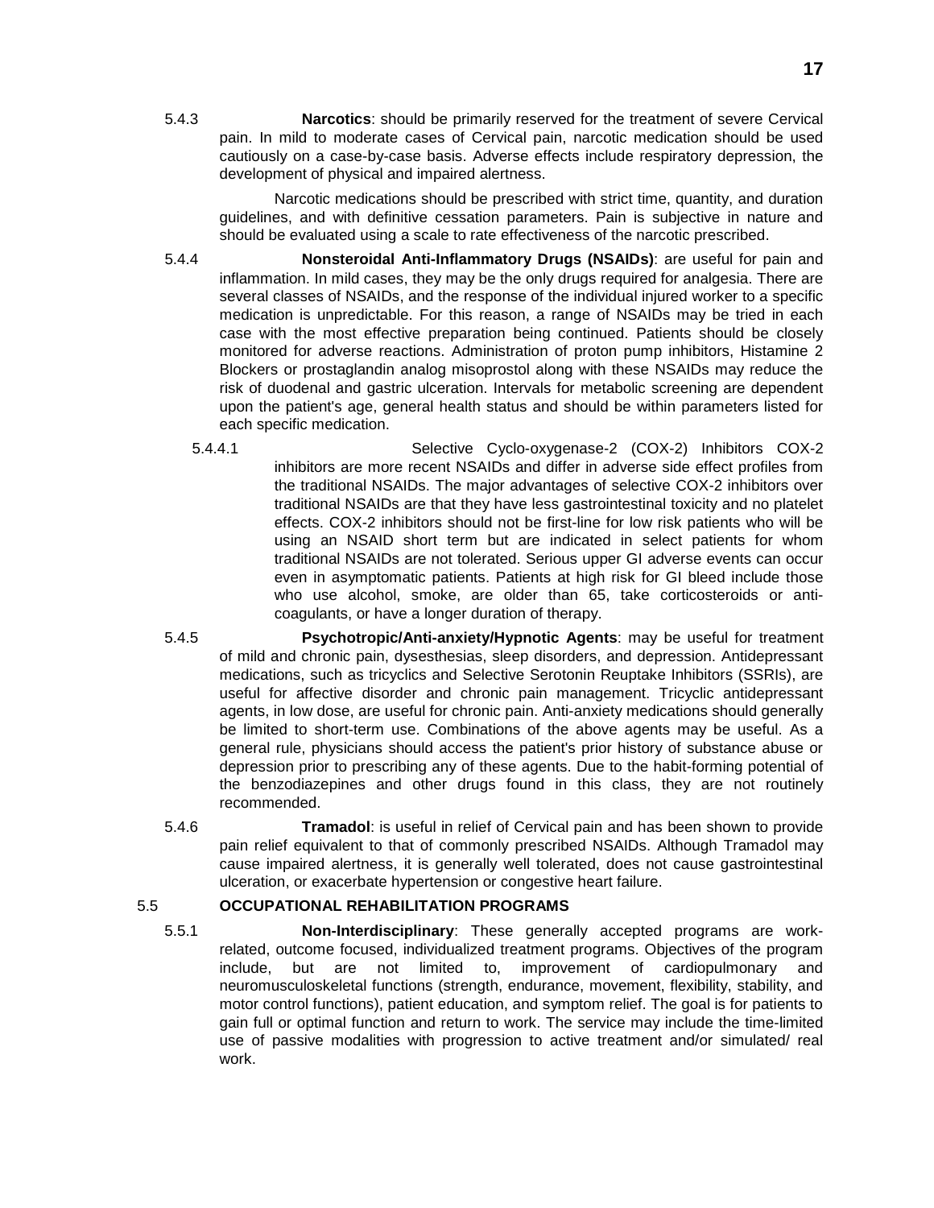5.4.3 **Narcotics**: should be primarily reserved for the treatment of severe Cervical pain. In mild to moderate cases of Cervical pain, narcotic medication should be used cautiously on a case-by-case basis. Adverse effects include respiratory depression, the development of physical and impaired alertness.

Narcotic medications should be prescribed with strict time, quantity, and duration guidelines, and with definitive cessation parameters. Pain is subjective in nature and should be evaluated using a scale to rate effectiveness of the narcotic prescribed.

5.4.4 **Nonsteroidal Anti-Inflammatory Drugs (NSAIDs)**: are useful for pain and inflammation. In mild cases, they may be the only drugs required for analgesia. There are several classes of NSAIDs, and the response of the individual injured worker to a specific medication is unpredictable. For this reason, a range of NSAIDs may be tried in each case with the most effective preparation being continued. Patients should be closely monitored for adverse reactions. Administration of proton pump inhibitors, Histamine 2 Blockers or prostaglandin analog misoprostol along with these NSAIDs may reduce the risk of duodenal and gastric ulceration. Intervals for metabolic screening are dependent upon the patient's age, general health status and should be within parameters listed for each specific medication.

5.4.4.1 Selective Cyclo-oxygenase-2 (COX-2) Inhibitors COX-2 inhibitors are more recent NSAIDs and differ in adverse side effect profiles from the traditional NSAIDs. The major advantages of selective COX-2 inhibitors over traditional NSAIDs are that they have less gastrointestinal toxicity and no platelet effects. COX-2 inhibitors should not be first-line for low risk patients who will be using an NSAID short term but are indicated in select patients for whom traditional NSAIDs are not tolerated. Serious upper GI adverse events can occur even in asymptomatic patients. Patients at high risk for GI bleed include those who use alcohol, smoke, are older than 65, take corticosteroids or anti-coagulants, or have a longer duration of therapy.

5.4.5 **Psychotropic/Anti-anxiety/Hypnotic Agents**: may be useful for treatment of mild and chronic pain, dysesthesias, sleep disorders, and depression. Antidepressant medications, such as tricyclics and Selective Serotonin Reuptake Inhibitors (SSRIs), are useful for affective disorder and chronic pain management. Tricyclic antidepressant agents, in low dose, are useful for chronic pain. Anti-anxiety medications should generally be limited to short-term use. Combinations of the above agents may be useful. As a general rule, physicians should access the patient's prior history of substance abuse or depression prior to prescribing any of these agents. Due to the habit-forming potential of the benzodiazepines and other drugs found in this class, they are not routinely recommended.

5.4.6 **Tramadol**: is useful in relief of Cervical pain and has been shown to provide pain relief equivalent to that of commonly prescribed NSAIDs. Although Tramadol may cause impaired alertness, it is generally well tolerated, does not cause gastrointestinal ulceration, or exacerbate hypertension or congestive heart failure.

## 5.5 OCCUPATIONAL REHABILITATION PROGRAMS

5.5.1 **Non-Interdisciplinary**: These generally accepted programs are work-related, outcome focused, individualized treatment programs. Objectives of the program include, but are not limited to, improvement of cardiopulmonary and neuromusculoskeletal functions (strength, endurance, movement, flexibility, stability, and motor control functions), patient education, and symptom relief. The goal is for patients to gain full or optimal function and return to work. The service may include the time-limited use of passive modalities with progression to active treatment and/or simulated/ real work.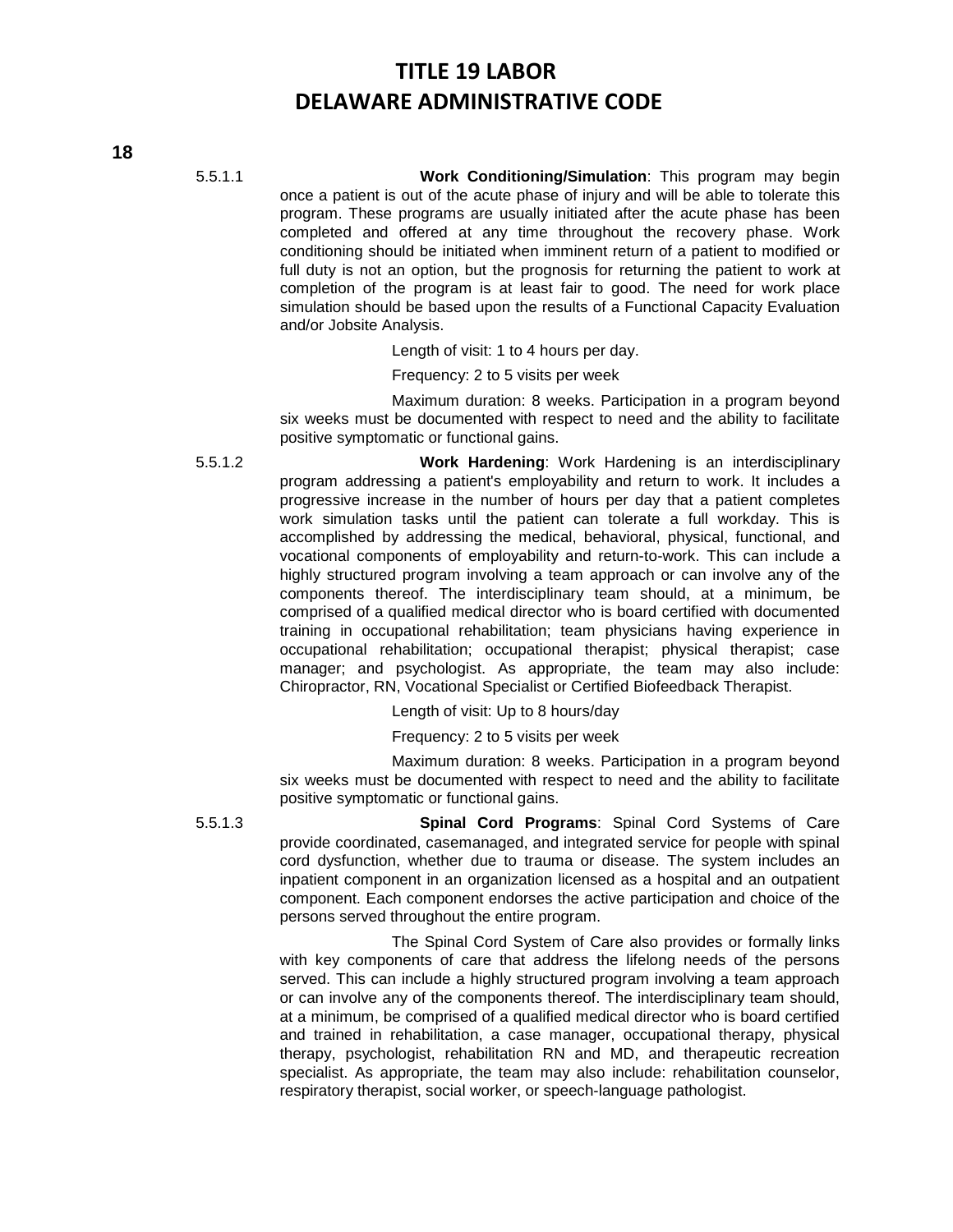5.5.1.1 **Work Conditioning/Simulation**: This program may begin once a patient is out of the acute phase of injury and will be able to tolerate this program. These programs are usually initiated after the acute phase has been completed and offered at any time throughout the recovery phase. Work conditioning should be initiated when imminent return of a patient to modified or full duty is not an option, but the prognosis for returning the patient to work at completion of the program is at least fair to good. The need for work place simulation should be based upon the results of a Functional Capacity Evaluation and/or Jobsite Analysis.

Length of visit: 1 to 4 hours per day.

Frequency: 2 to 5 visits per week

Maximum duration: 8 weeks. Participation in a program beyond six weeks must be documented with respect to need and the ability to facilitate positive symptomatic or functional gains.

5.5.1.2 **Work Hardening**: Work Hardening is an interdisciplinary program addressing a patient's employability and return to work. It includes a progressive increase in the number of hours per day that a patient completes work simulation tasks until the patient can tolerate a full workday. This is accomplished by addressing the medical, behavioral, physical, functional, and vocational components of employability and return-to-work. This can include a highly structured program involving a team approach or can involve any of the components thereof. The interdisciplinary team should, at a minimum, be comprised of a qualified medical director who is board certified with documented training in occupational rehabilitation; team physicians having experience in occupational rehabilitation; occupational therapist; physical therapist; case manager; and psychologist. As appropriate, the team may also include: Chiropractor, RN, Vocational Specialist or Certified Biofeedback Therapist.

Length of visit: Up to 8 hours/day

Frequency: 2 to 5 visits per week

Maximum duration: 8 weeks. Participation in a program beyond six weeks must be documented with respect to need and the ability to facilitate positive symptomatic or functional gains.

5.5.1.3 **Spinal Cord Programs**: Spinal Cord Systems of Care provide coordinated, casemanaged, and integrated service for people with spinal cord dysfunction, whether due to trauma or disease. The system includes an inpatient component in an organization licensed as a hospital and an outpatient component. Each component endorses the active participation and choice of the persons served throughout the entire program.

The Spinal Cord System of Care also provides or formally links with key components of care that address the lifelong needs of the persons served. This can include a highly structured program involving a team approach or can involve any of the components thereof. The interdisciplinary team should, at a minimum, be comprised of a qualified medical director who is board certified and trained in rehabilitation, a case manager, occupational therapy, physical therapy, psychologist, rehabilitation RN and MD, and therapeutic recreation specialist. As appropriate, the team may also include: rehabilitation counselor, respiratory therapist, social worker, or speech-language pathologist.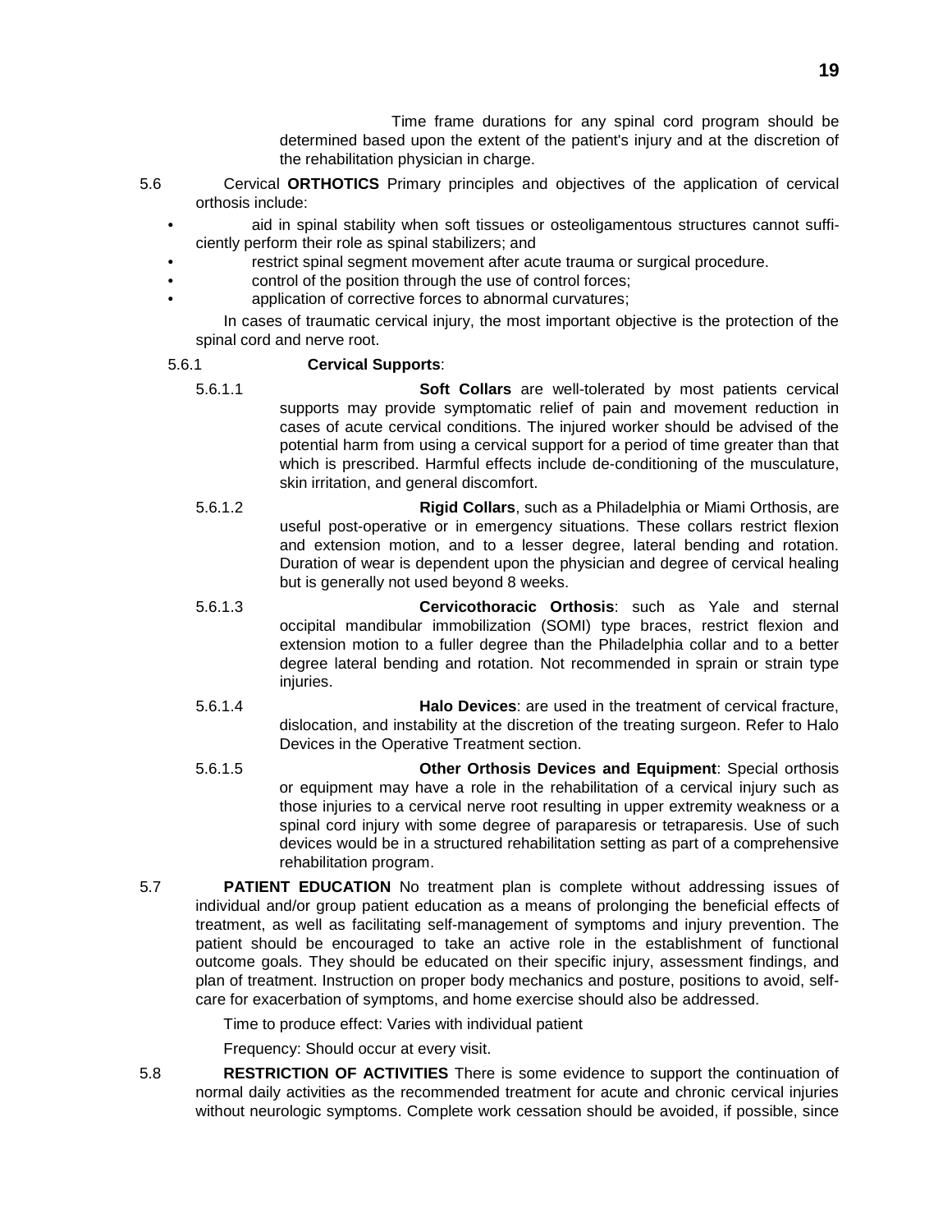Time frame durations for any spinal cord program should be determined based upon the extent of the patient's injury and at the discretion of the rehabilitation physician in charge.

5.6 Cervical **ORTHOTICS** Primary principles and objectives of the application of cervical orthosis include:

- aid in spinal stability when soft tissues or osteoligamentous structures cannot sufficiently perform their role as spinal stabilizers; and
- restrict spinal segment movement after acute trauma or surgical procedure.
- control of the position through the use of control forces;
- application of corrective forces to abnormal curvatures;

In cases of traumatic cervical injury, the most important objective is the protection of the spinal cord and nerve root.

5.6.1 **Cervical Supports**:

5.6.1.1 **Soft Collars** are well-tolerated by most patients cervical supports may provide symptomatic relief of pain and movement reduction in cases of acute cervical conditions. The injured worker should be advised of the potential harm from using a cervical support for a period of time greater than that which is prescribed. Harmful effects include de-conditioning of the musculature, skin irritation, and general discomfort.

5.6.1.2 **Rigid Collars**, such as a Philadelphia or Miami Orthosis, are useful post-operative or in emergency situations. These collars restrict flexion and extension motion, and to a lesser degree, lateral bending and rotation. Duration of wear is dependent upon the physician and degree of cervical healing but is generally not used beyond 8 weeks.

5.6.1.3 **Cervicothoracic Orthosis**: such as Yale and sternal occipital mandibular immobilization (SOMI) type braces, restrict flexion and extension motion to a fuller degree than the Philadelphia collar and to a better degree lateral bending and rotation. Not recommended in sprain or strain type injuries.

5.6.1.4 **Halo Devices**: are used in the treatment of cervical fracture, dislocation, and instability at the discretion of the treating surgeon. Refer to Halo Devices in the Operative Treatment section.

5.6.1.5 **Other Orthosis Devices and Equipment**: Special orthosis or equipment may have a role in the rehabilitation of a cervical injury such as those injuries to a cervical nerve root resulting in upper extremity weakness or a spinal cord injury with some degree of paraparesis or tetraparesis. Use of such devices would be in a structured rehabilitation setting as part of a comprehensive rehabilitation program.

5.7 **PATIENT EDUCATION** No treatment plan is complete without addressing issues of individual and/or group patient education as a means of prolonging the beneficial effects of treatment, as well as facilitating self-management of symptoms and injury prevention. The patient should be encouraged to take an active role in the establishment of functional outcome goals. They should be educated on their specific injury, assessment findings, and plan of treatment. Instruction on proper body mechanics and posture, positions to avoid, self-care for exacerbation of symptoms, and home exercise should also be addressed.

Time to produce effect: Varies with individual patient

Frequency: Should occur at every visit.

5.8 **RESTRICTION OF ACTIVITIES** There is some evidence to support the continuation of normal daily activities as the recommended treatment for acute and chronic cervical injuries without neurologic symptoms. Complete work cessation should be avoided, if possible, since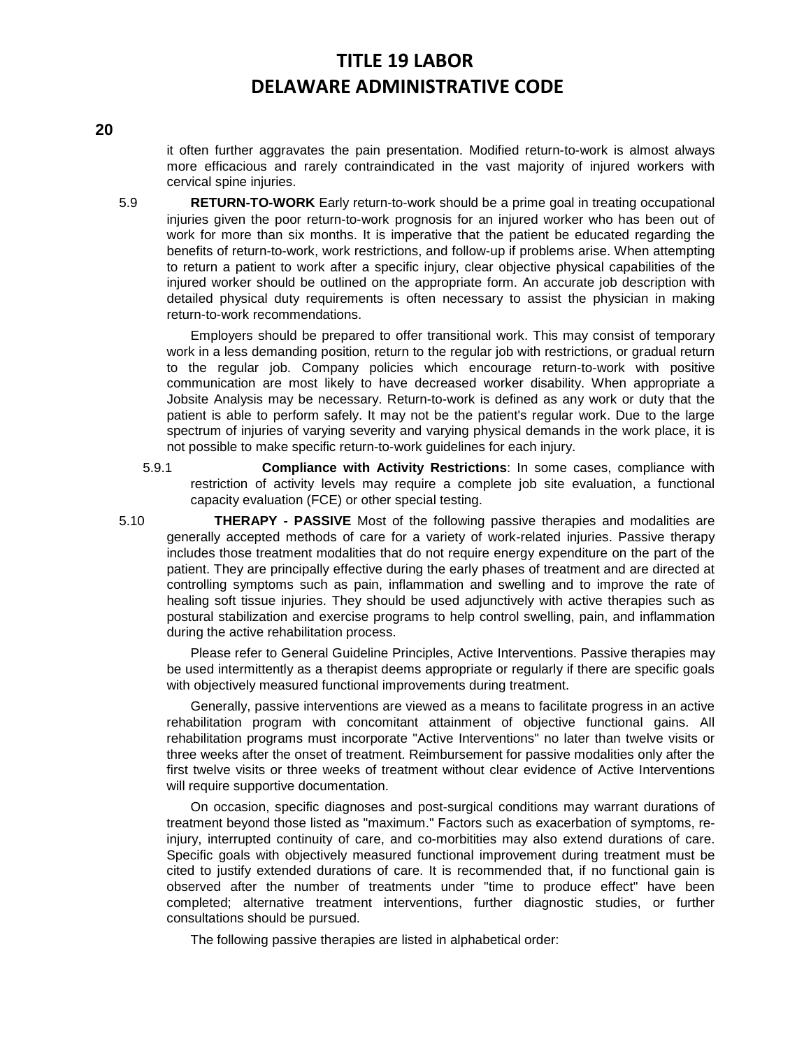it often further aggravates the pain presentation. Modified return-to-work is almost always more efficacious and rarely contraindicated in the vast majority of injured workers with cervical spine injuries.

5.9 **RETURN-TO-WORK** Early return-to-work should be a prime goal in treating occupational injuries given the poor return-to-work prognosis for an injured worker who has been out of work for more than six months. It is imperative that the patient be educated regarding the benefits of return-to-work, work restrictions, and follow-up if problems arise. When attempting to return a patient to work after a specific injury, clear objective physical capabilities of the injured worker should be outlined on the appropriate form. An accurate job description with detailed physical duty requirements is often necessary to assist the physician in making return-to-work recommendations.

Employers should be prepared to offer transitional work. This may consist of temporary work in a less demanding position, return to the regular job with restrictions, or gradual return to the regular job. Company policies which encourage return-to-work with positive communication are most likely to have decreased worker disability. When appropriate a Jobsite Analysis may be necessary. Return-to-work is defined as any work or duty that the patient is able to perform safely. It may not be the patient's regular work. Due to the large spectrum of injuries of varying severity and varying physical demands in the work place, it is not possible to make specific return-to-work guidelines for each injury.

5.9.1 **Compliance with Activity Restrictions**: In some cases, compliance with restriction of activity levels may require a complete job site evaluation, a functional capacity evaluation (FCE) or other special testing.

5.10 **THERAPY - PASSIVE** Most of the following passive therapies and modalities are generally accepted methods of care for a variety of work-related injuries. Passive therapy includes those treatment modalities that do not require energy expenditure on the part of the patient. They are principally effective during the early phases of treatment and are directed at controlling symptoms such as pain, inflammation and swelling and to improve the rate of healing soft tissue injuries. They should be used adjunctively with active therapies such as postural stabilization and exercise programs to help control swelling, pain, and inflammation during the active rehabilitation process.

Please refer to General Guideline Principles, Active Interventions. Passive therapies may be used intermittently as a therapist deems appropriate or regularly if there are specific goals with objectively measured functional improvements during treatment.

Generally, passive interventions are viewed as a means to facilitate progress in an active rehabilitation program with concomitant attainment of objective functional gains. All rehabilitation programs must incorporate "Active Interventions" no later than twelve visits or three weeks after the onset of treatment. Reimbursement for passive modalities only after the first twelve visits or three weeks of treatment without clear evidence of Active Interventions will require supportive documentation.

On occasion, specific diagnoses and post-surgical conditions may warrant durations of treatment beyond those listed as "maximum." Factors such as exacerbation of symptoms, re-injury, interrupted continuity of care, and co-morbitities may also extend durations of care. Specific goals with objectively measured functional improvement during treatment must be cited to justify extended durations of care. It is recommended that, if no functional gain is observed after the number of treatments under "time to produce effect" have been completed; alternative treatment interventions, further diagnostic studies, or further consultations should be pursued.

The following passive therapies are listed in alphabetical order: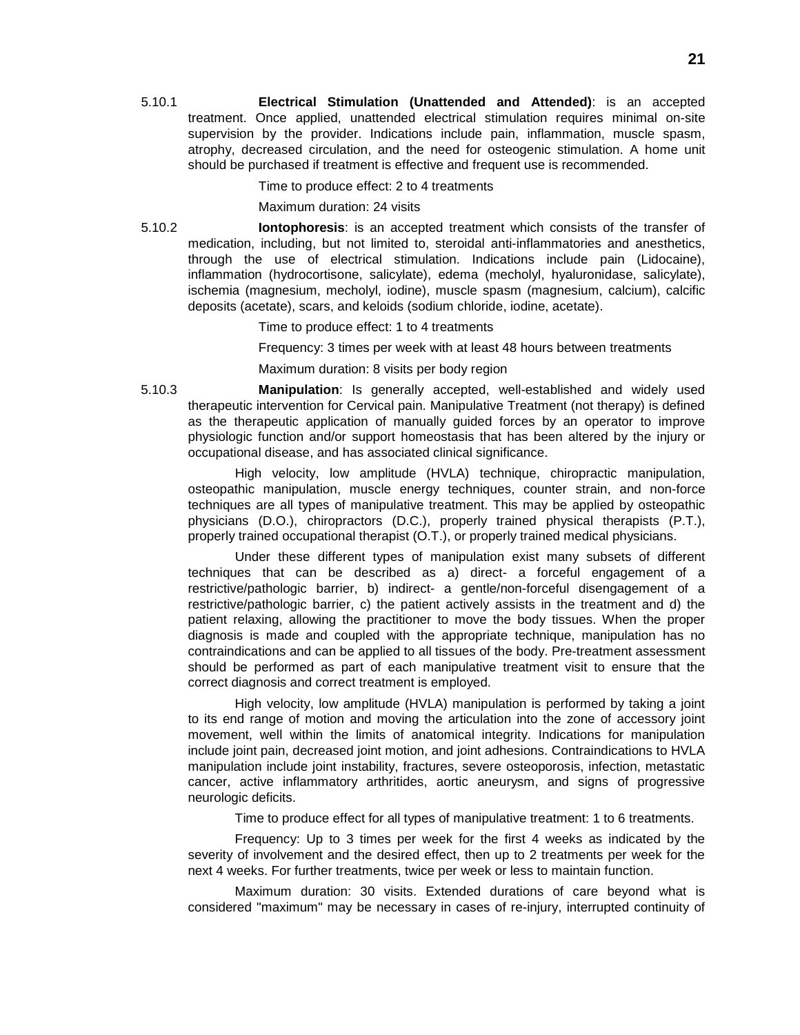5.10.1 **Electrical Stimulation (Unattended and Attended)**: is an accepted treatment. Once applied, unattended electrical stimulation requires minimal on-site supervision by the provider. Indications include pain, inflammation, muscle spasm, atrophy, decreased circulation, and the need for osteogenic stimulation. A home unit should be purchased if treatment is effective and frequent use is recommended.

Time to produce effect: 2 to 4 treatments

Maximum duration: 24 visits

5.10.2 **Iontophoresis**: is an accepted treatment which consists of the transfer of medication, including, but not limited to, steroidal anti-inflammatories and anesthetics, through the use of electrical stimulation. Indications include pain (Lidocaine), inflammation (hydrocortisone, salicylate), edema (mecholyl, hyaluronidase, salicylate), ischemia (magnesium, mecholyl, iodine), muscle spasm (magnesium, calcium), calcific deposits (acetate), scars, and keloids (sodium chloride, iodine, acetate).

Time to produce effect: 1 to 4 treatments

Frequency: 3 times per week with at least 48 hours between treatments

Maximum duration: 8 visits per body region

5.10.3 **Manipulation**: Is generally accepted, well-established and widely used therapeutic intervention for Cervical pain. Manipulative Treatment (not therapy) is defined as the therapeutic application of manually guided forces by an operator to improve physiologic function and/or support homeostasis that has been altered by the injury or occupational disease, and has associated clinical significance.

High velocity, low amplitude (HVLA) technique, chiropractic manipulation, osteopathic manipulation, muscle energy techniques, counter strain, and non-force techniques are all types of manipulative treatment. This may be applied by osteopathic physicians (D.O.), chiropractors (D.C.), properly trained physical therapists (P.T.), properly trained occupational therapist (O.T.), or properly trained medical physicians.

Under these different types of manipulation exist many subsets of different techniques that can be described as a) direct- a forceful engagement of a restrictive/pathologic barrier, b) indirect- a gentle/non-forceful disengagement of a restrictive/pathologic barrier, c) the patient actively assists in the treatment and d) the patient relaxing, allowing the practitioner to move the body tissues. When the proper diagnosis is made and coupled with the appropriate technique, manipulation has no contraindications and can be applied to all tissues of the body. Pre-treatment assessment should be performed as part of each manipulative treatment visit to ensure that the correct diagnosis and correct treatment is employed.

High velocity, low amplitude (HVLA) manipulation is performed by taking a joint to its end range of motion and moving the articulation into the zone of accessory joint movement, well within the limits of anatomical integrity. Indications for manipulation include joint pain, decreased joint motion, and joint adhesions. Contraindications to HVLA manipulation include joint instability, fractures, severe osteoporosis, infection, metastatic cancer, active inflammatory arthritides, aortic aneurysm, and signs of progressive neurologic deficits.

Time to produce effect for all types of manipulative treatment: 1 to 6 treatments.

Frequency: Up to 3 times per week for the first 4 weeks as indicated by the severity of involvement and the desired effect, then up to 2 treatments per week for the next 4 weeks. For further treatments, twice per week or less to maintain function.

Maximum duration: 30 visits. Extended durations of care beyond what is considered "maximum" may be necessary in cases of re-injury, interrupted continuity of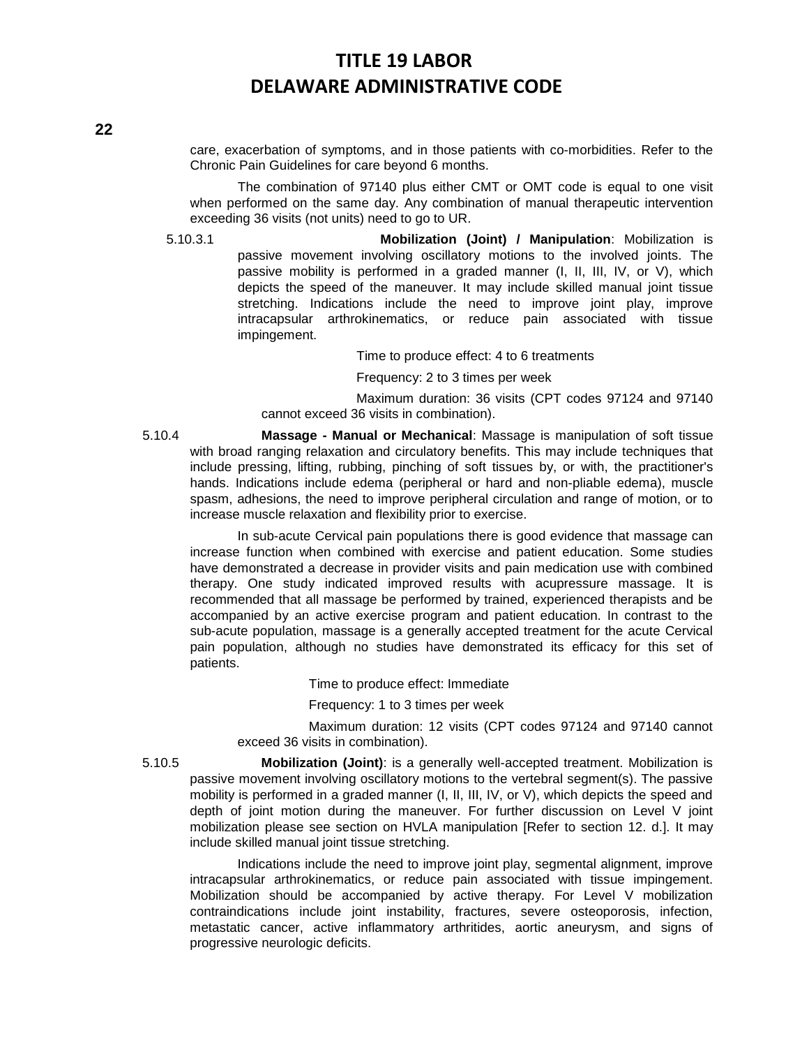care, exacerbation of symptoms, and in those patients with co-morbidities. Refer to the Chronic Pain Guidelines for care beyond 6 months.

The combination of 97140 plus either CMT or OMT code is equal to one visit when performed on the same day. Any combination of manual therapeutic intervention exceeding 36 visits (not units) need to go to UR.

5.10.3.1 **Mobilization (Joint) / Manipulation**: Mobilization is passive movement involving oscillatory motions to the involved joints. The passive mobility is performed in a graded manner (I, II, III, IV, or V), which depicts the speed of the maneuver. It may include skilled manual joint tissue stretching. Indications include the need to improve joint play, improve intracapsular arthrokinematics, or reduce pain associated with tissue impingement.

Time to produce effect: 4 to 6 treatments

Frequency: 2 to 3 times per week

Maximum duration: 36 visits (CPT codes 97124 and 97140 cannot exceed 36 visits in combination).

5.10.4 **Massage - Manual or Mechanical**: Massage is manipulation of soft tissue with broad ranging relaxation and circulatory benefits. This may include techniques that include pressing, lifting, rubbing, pinching of soft tissues by, or with, the practitioner's hands. Indications include edema (peripheral or hard and non-pliable edema), muscle spasm, adhesions, the need to improve peripheral circulation and range of motion, or to increase muscle relaxation and flexibility prior to exercise.

In sub-acute Cervical pain populations there is good evidence that massage can increase function when combined with exercise and patient education. Some studies have demonstrated a decrease in provider visits and pain medication use with combined therapy. One study indicated improved results with acupressure massage. It is recommended that all massage be performed by trained, experienced therapists and be accompanied by an active exercise program and patient education. In contrast to the sub-acute population, massage is a generally accepted treatment for the acute Cervical pain population, although no studies have demonstrated its efficacy for this set of patients.

Time to produce effect: Immediate

Frequency: 1 to 3 times per week

Maximum duration: 12 visits (CPT codes 97124 and 97140 cannot exceed 36 visits in combination).

5.10.5 **Mobilization (Joint)**: is a generally well-accepted treatment. Mobilization is passive movement involving oscillatory motions to the vertebral segment(s). The passive mobility is performed in a graded manner (I, II, III, IV, or V), which depicts the speed and depth of joint motion during the maneuver. For further discussion on Level V joint mobilization please see section on HVLA manipulation [Refer to section 12. d.]. It may include skilled manual joint tissue stretching.

Indications include the need to improve joint play, segmental alignment, improve intracapsular arthrokinematics, or reduce pain associated with tissue impingement. Mobilization should be accompanied by active therapy. For Level V mobilization contraindications include joint instability, fractures, severe osteoporosis, infection, metastatic cancer, active inflammatory arthritides, aortic aneurysm, and signs of progressive neurologic deficits.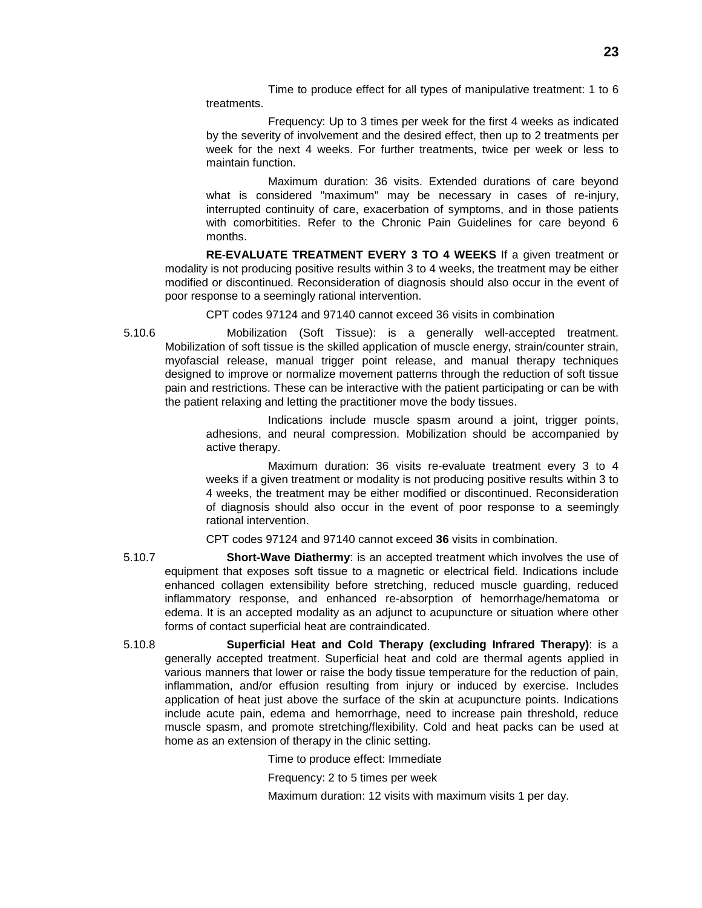Time to produce effect for all types of manipulative treatment: 1 to 6 treatments.

Frequency: Up to 3 times per week for the first 4 weeks as indicated by the severity of involvement and the desired effect, then up to 2 treatments per week for the next 4 weeks. For further treatments, twice per week or less to maintain function.

Maximum duration: 36 visits. Extended durations of care beyond what is considered "maximum" may be necessary in cases of re-injury, interrupted continuity of care, exacerbation of symptoms, and in those patients with comorbitities. Refer to the Chronic Pain Guidelines for care beyond 6 months.

**RE-EVALUATE TREATMENT EVERY 3 TO 4 WEEKS** If a given treatment or modality is not producing positive results within 3 to 4 weeks, the treatment may be either modified or discontinued. Reconsideration of diagnosis should also occur in the event of poor response to a seemingly rational intervention.

CPT codes 97124 and 97140 cannot exceed 36 visits in combination

5.10.6 Mobilization (Soft Tissue): is a generally well-accepted treatment. Mobilization of soft tissue is the skilled application of muscle energy, strain/counter strain, myofascial release, manual trigger point release, and manual therapy techniques designed to improve or normalize movement patterns through the reduction of soft tissue pain and restrictions. These can be interactive with the patient participating or can be with the patient relaxing and letting the practitioner move the body tissues.

Indications include muscle spasm around a joint, trigger points, adhesions, and neural compression. Mobilization should be accompanied by active therapy.

Maximum duration: 36 visits re-evaluate treatment every 3 to 4 weeks if a given treatment or modality is not producing positive results within 3 to 4 weeks, the treatment may be either modified or discontinued. Reconsideration of diagnosis should also occur in the event of poor response to a seemingly rational intervention.

CPT codes 97124 and 97140 cannot exceed **36** visits in combination.

5.10.7 **Short-Wave Diathermy**: is an accepted treatment which involves the use of equipment that exposes soft tissue to a magnetic or electrical field. Indications include enhanced collagen extensibility before stretching, reduced muscle guarding, reduced inflammatory response, and enhanced re-absorption of hemorrhage/hematoma or edema. It is an accepted modality as an adjunct to acupuncture or situation where other forms of contact superficial heat are contraindicated.

5.10.8 **Superficial Heat and Cold Therapy (excluding Infrared Therapy)**: is a generally accepted treatment. Superficial heat and cold are thermal agents applied in various manners that lower or raise the body tissue temperature for the reduction of pain, inflammation, and/or effusion resulting from injury or induced by exercise. Includes application of heat just above the surface of the skin at acupuncture points. Indications include acute pain, edema and hemorrhage, need to increase pain threshold, reduce muscle spasm, and promote stretching/flexibility. Cold and heat packs can be used at home as an extension of therapy in the clinic setting.

Time to produce effect: Immediate

Frequency: 2 to 5 times per week

Maximum duration: 12 visits with maximum visits 1 per day.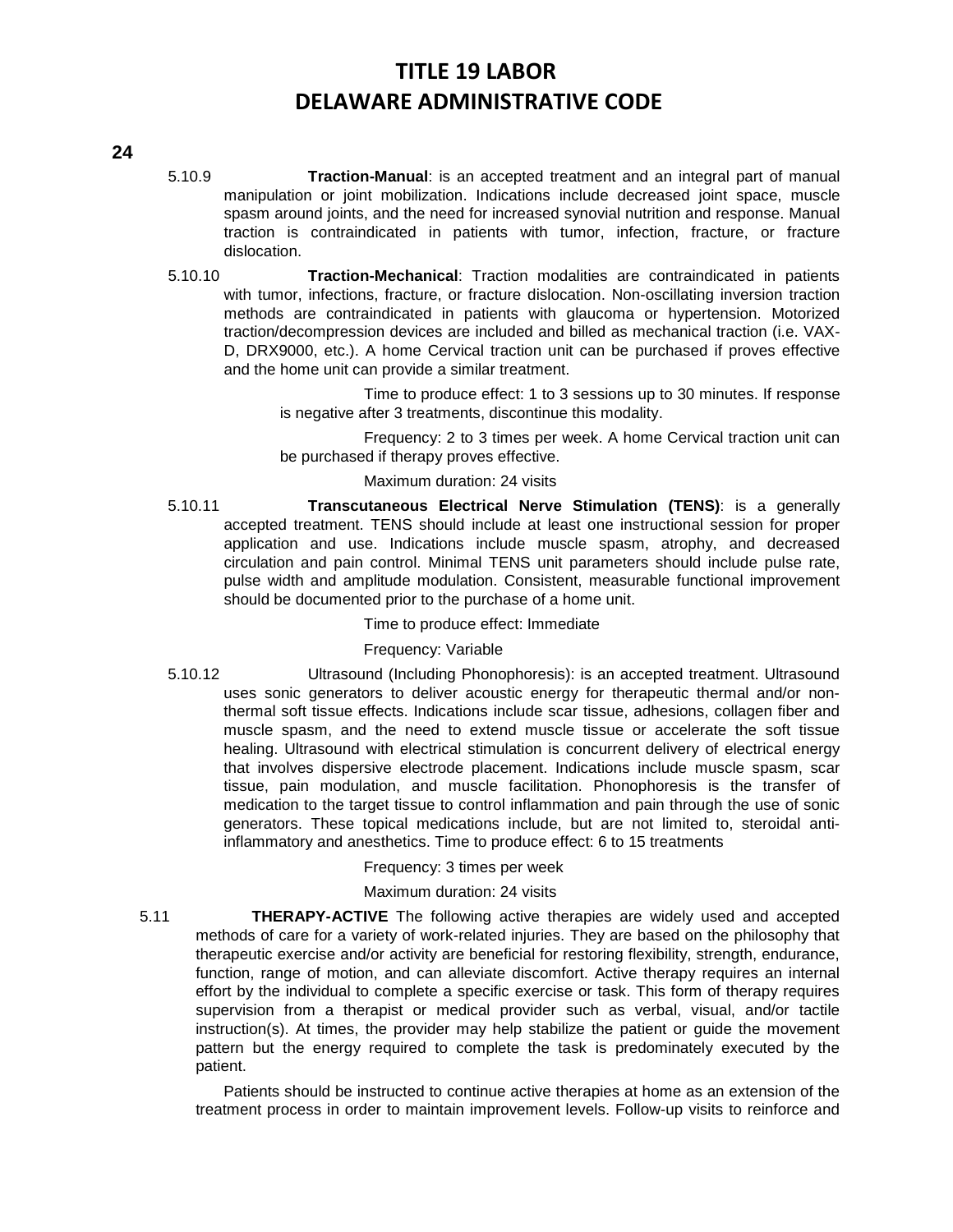5.10.9 **Traction-Manual**: is an accepted treatment and an integral part of manual manipulation or joint mobilization. Indications include decreased joint space, muscle spasm around joints, and the need for increased synovial nutrition and response. Manual traction is contraindicated in patients with tumor, infection, fracture, or fracture dislocation.

5.10.10 **Traction-Mechanical**: Traction modalities are contraindicated in patients with tumor, infections, fracture, or fracture dislocation. Non-oscillating inversion traction methods are contraindicated in patients with glaucoma or hypertension. Motorized traction/decompression devices are included and billed as mechanical traction (i.e. VAX-D, DRX9000, etc.). A home Cervical traction unit can be purchased if proves effective and the home unit can provide a similar treatment.

Time to produce effect: 1 to 3 sessions up to 30 minutes. If response is negative after 3 treatments, discontinue this modality.

Frequency: 2 to 3 times per week. A home Cervical traction unit can be purchased if therapy proves effective.

Maximum duration: 24 visits

5.10.11 **Transcutaneous Electrical Nerve Stimulation (TENS)**: is a generally accepted treatment. TENS should include at least one instructional session for proper application and use. Indications include muscle spasm, atrophy, and decreased circulation and pain control. Minimal TENS unit parameters should include pulse rate, pulse width and amplitude modulation. Consistent, measurable functional improvement should be documented prior to the purchase of a home unit.

Time to produce effect: Immediate

Frequency: Variable

5.10.12 Ultrasound (Including Phonophoresis): is an accepted treatment. Ultrasound uses sonic generators to deliver acoustic energy for therapeutic thermal and/or non-thermal soft tissue effects. Indications include scar tissue, adhesions, collagen fiber and muscle spasm, and the need to extend muscle tissue or accelerate the soft tissue healing. Ultrasound with electrical stimulation is concurrent delivery of electrical energy that involves dispersive electrode placement. Indications include muscle spasm, scar tissue, pain modulation, and muscle facilitation. Phonophoresis is the transfer of medication to the target tissue to control inflammation and pain through the use of sonic generators. These topical medications include, but are not limited to, steroidal anti-inflammatory and anesthetics. Time to produce effect: 6 to 15 treatments

Frequency: 3 times per week

Maximum duration: 24 visits

5.11 **THERAPY-ACTIVE** The following active therapies are widely used and accepted methods of care for a variety of work-related injuries. They are based on the philosophy that therapeutic exercise and/or activity are beneficial for restoring flexibility, strength, endurance, function, range of motion, and can alleviate discomfort. Active therapy requires an internal effort by the individual to complete a specific exercise or task. This form of therapy requires supervision from a therapist or medical provider such as verbal, visual, and/or tactile instruction(s). At times, the provider may help stabilize the patient or guide the movement pattern but the energy required to complete the task is predominately executed by the patient.

Patients should be instructed to continue active therapies at home as an extension of the treatment process in order to maintain improvement levels. Follow-up visits to reinforce and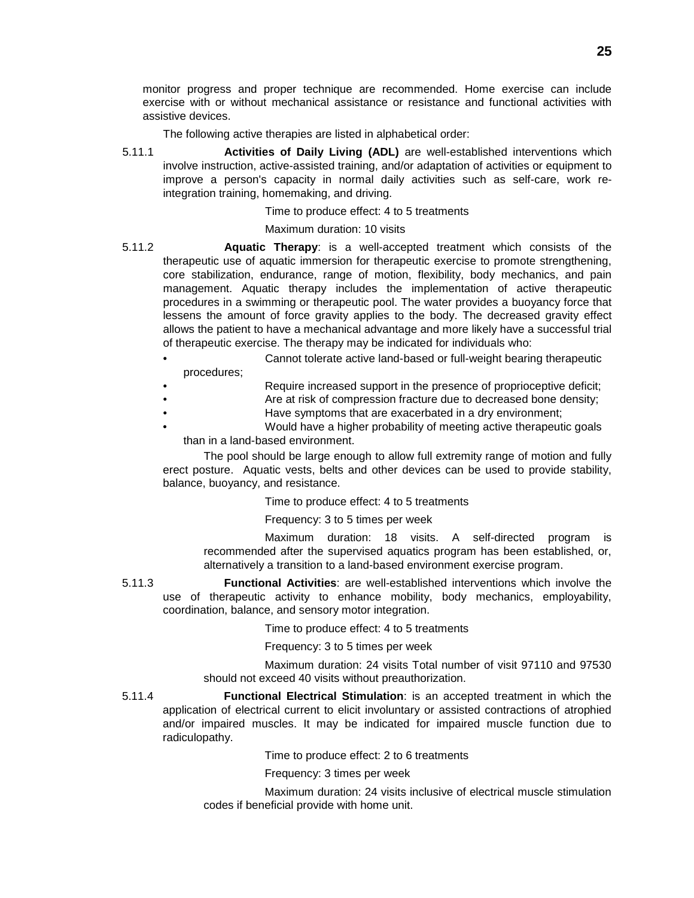monitor progress and proper technique are recommended. Home exercise can include exercise with or without mechanical assistance or resistance and functional activities with assistive devices.

The following active therapies are listed in alphabetical order:

5.11.1 **Activities of Daily Living (ADL)** are well-established interventions which involve instruction, active-assisted training, and/or adaptation of activities or equipment to improve a person's capacity in normal daily activities such as self-care, work re-integration training, homemaking, and driving.

Time to produce effect: 4 to 5 treatments

Maximum duration: 10 visits

5.11.2 **Aquatic Therapy**: is a well-accepted treatment which consists of the therapeutic use of aquatic immersion for therapeutic exercise to promote strengthening, core stabilization, endurance, range of motion, flexibility, body mechanics, and pain management. Aquatic therapy includes the implementation of active therapeutic procedures in a swimming or therapeutic pool. The water provides a buoyancy force that lessens the amount of force gravity applies to the body. The decreased gravity effect allows the patient to have a mechanical advantage and more likely have a successful trial of therapeutic exercise. The therapy may be indicated for individuals who:

- Cannot tolerate active land-based or full-weight bearing therapeutic procedures;
- Require increased support in the presence of proprioceptive deficit;
- Are at risk of compression fracture due to decreased bone density;
- Have symptoms that are exacerbated in a dry environment;
- Would have a higher probability of meeting active therapeutic goals than in a land-based environment.

The pool should be large enough to allow full extremity range of motion and fully erect posture. Aquatic vests, belts and other devices can be used to provide stability, balance, buoyancy, and resistance.

Time to produce effect: 4 to 5 treatments

Frequency: 3 to 5 times per week

Maximum duration: 18 visits. A self-directed program is recommended after the supervised aquatics program has been established, or, alternatively a transition to a land-based environment exercise program.

5.11.3 **Functional Activities**: are well-established interventions which involve the use of therapeutic activity to enhance mobility, body mechanics, employability, coordination, balance, and sensory motor integration.

Time to produce effect: 4 to 5 treatments

Frequency: 3 to 5 times per week

Maximum duration: 24 visits Total number of visit 97110 and 97530 should not exceed 40 visits without preauthorization.

5.11.4 **Functional Electrical Stimulation**: is an accepted treatment in which the application of electrical current to elicit involuntary or assisted contractions of atrophied and/or impaired muscles. It may be indicated for impaired muscle function due to radiculopathy.

Time to produce effect: 2 to 6 treatments

Frequency: 3 times per week

Maximum duration: 24 visits inclusive of electrical muscle stimulation codes if beneficial provide with home unit.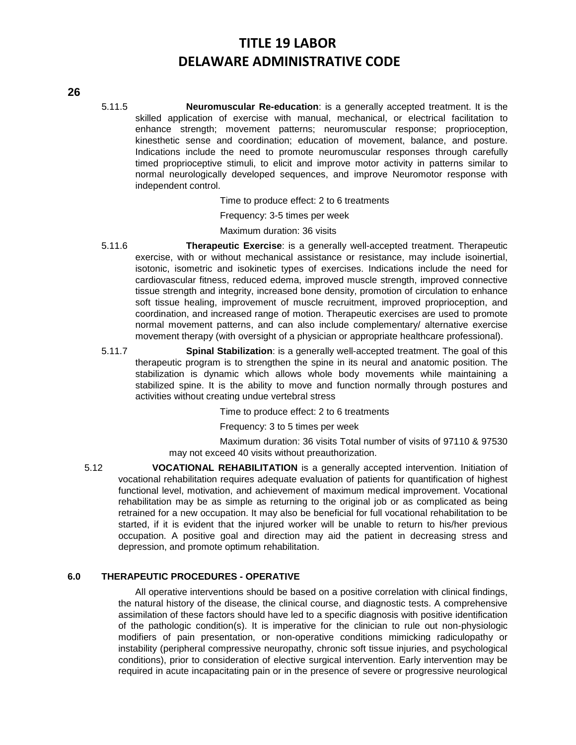5.11.5 **Neuromuscular Re-education**: is a generally accepted treatment. It is the skilled application of exercise with manual, mechanical, or electrical facilitation to enhance strength; movement patterns; neuromuscular response; proprioception, kinesthetic sense and coordination; education of movement, balance, and posture. Indications include the need to promote neuromuscular responses through carefully timed proprioceptive stimuli, to elicit and improve motor activity in patterns similar to normal neurologically developed sequences, and improve Neuromotor response with independent control.

Time to produce effect: 2 to 6 treatments

Frequency: 3-5 times per week

Maximum duration: 36 visits

5.11.6 **Therapeutic Exercise**: is a generally well-accepted treatment. Therapeutic exercise, with or without mechanical assistance or resistance, may include isoinertial, isotonic, isometric and isokinetic types of exercises. Indications include the need for cardiovascular fitness, reduced edema, improved muscle strength, improved connective tissue strength and integrity, increased bone density, promotion of circulation to enhance soft tissue healing, improvement of muscle recruitment, improved proprioception, and coordination, and increased range of motion. Therapeutic exercises are used to promote normal movement patterns, and can also include complementary/ alternative exercise movement therapy (with oversight of a physician or appropriate healthcare professional).

5.11.7 **Spinal Stabilization**: is a generally well-accepted treatment. The goal of this therapeutic program is to strengthen the spine in its neural and anatomic position. The stabilization is dynamic which allows whole body movements while maintaining a stabilized spine. It is the ability to move and function normally through postures and activities without creating undue vertebral stress

Time to produce effect: 2 to 6 treatments

Frequency: 3 to 5 times per week

Maximum duration: 36 visits Total number of visits of 97110 & 97530 may not exceed 40 visits without preauthorization.

5.12 **VOCATIONAL REHABILITATION** is a generally accepted intervention. Initiation of vocational rehabilitation requires adequate evaluation of patients for quantification of highest functional level, motivation, and achievement of maximum medical improvement. Vocational rehabilitation may be as simple as returning to the original job or as complicated as being retrained for a new occupation. It may also be beneficial for full vocational rehabilitation to be started, if it is evident that the injured worker will be unable to return to his/her previous occupation. A positive goal and direction may aid the patient in decreasing stress and depression, and promote optimum rehabilitation.

## 6.0 THERAPEUTIC PROCEDURES - OPERATIVE

All operative interventions should be based on a positive correlation with clinical findings, the natural history of the disease, the clinical course, and diagnostic tests. A comprehensive assimilation of these factors should have led to a specific diagnosis with positive identification of the pathologic condition(s). It is imperative for the clinician to rule out non-physiologic modifiers of pain presentation, or non-operative conditions mimicking radiculopathy or instability (peripheral compressive neuropathy, chronic soft tissue injuries, and psychological conditions), prior to consideration of elective surgical intervention. Early intervention may be required in acute incapacitating pain or in the presence of severe or progressive neurological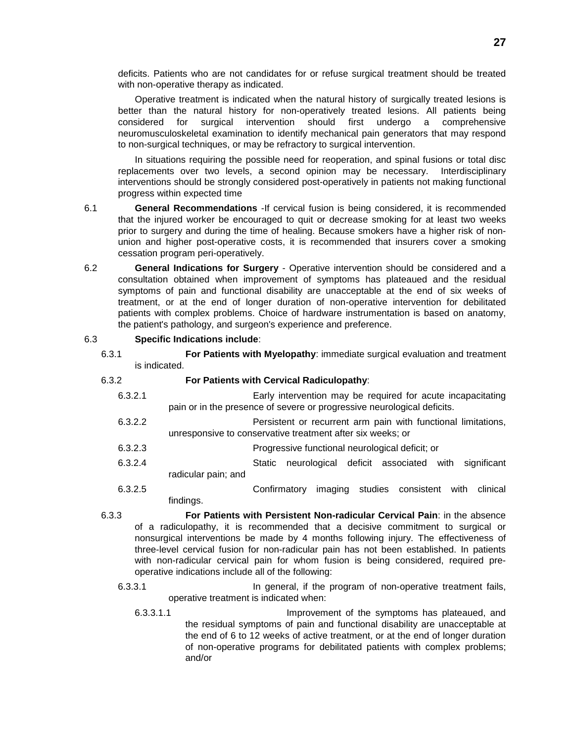deficits. Patients who are not candidates for or refuse surgical treatment should be treated with non-operative therapy as indicated.

Operative treatment is indicated when the natural history of surgically treated lesions is better than the natural history for non-operatively treated lesions. All patients being considered for surgical intervention should first undergo a comprehensive neuromusculoskeletal examination to identify mechanical pain generators that may respond to non-surgical techniques, or may be refractory to surgical intervention.

In situations requiring the possible need for reoperation, and spinal fusions or total disc replacements over two levels, a second opinion may be necessary. Interdisciplinary interventions should be strongly considered post-operatively in patients not making functional progress within expected time

6.1 **General Recommendations** -If cervical fusion is being considered, it is recommended that the injured worker be encouraged to quit or decrease smoking for at least two weeks prior to surgery and during the time of healing. Because smokers have a higher risk of non-union and higher post-operative costs, it is recommended that insurers cover a smoking cessation program peri-operatively.

6.2 **General Indications for Surgery** - Operative intervention should be considered and a consultation obtained when improvement of symptoms has plateaued and the residual symptoms of pain and functional disability are unacceptable at the end of six weeks of treatment, or at the end of longer duration of non-operative intervention for debilitated patients with complex problems. Choice of hardware instrumentation is based on anatomy, the patient's pathology, and surgeon's experience and preference.

6.3 **Specific Indications include**:

6.3.1 **For Patients with Myelopathy**: immediate surgical evaluation and treatment is indicated.

6.3.2 **For Patients with Cervical Radiculopathy**:

6.3.2.1 Early intervention may be required for acute incapacitating pain or in the presence of severe or progressive neurological deficits.

6.3.2.2 Persistent or recurrent arm pain with functional limitations, unresponsive to conservative treatment after six weeks; or

6.3.2.3 Progressive functional neurological deficit; or

6.3.2.4 Static neurological deficit associated with significant radicular pain; and

6.3.2.5 Confirmatory imaging studies consistent with clinical findings.

6.3.3 **For Patients with Persistent Non-radicular Cervical Pain**: in the absence of a radiculopathy, it is recommended that a decisive commitment to surgical or nonsurgical interventions be made by 4 months following injury. The effectiveness of three-level cervical fusion for non-radicular pain has not been established. In patients with non-radicular cervical pain for whom fusion is being considered, required pre-operative indications include all of the following:

6.3.3.1 In general, if the program of non-operative treatment fails, operative treatment is indicated when:

6.3.3.1.1 Improvement of the symptoms has plateaued, and the residual symptoms of pain and functional disability are unacceptable at the end of 6 to 12 weeks of active treatment, or at the end of longer duration of non-operative programs for debilitated patients with complex problems; and/or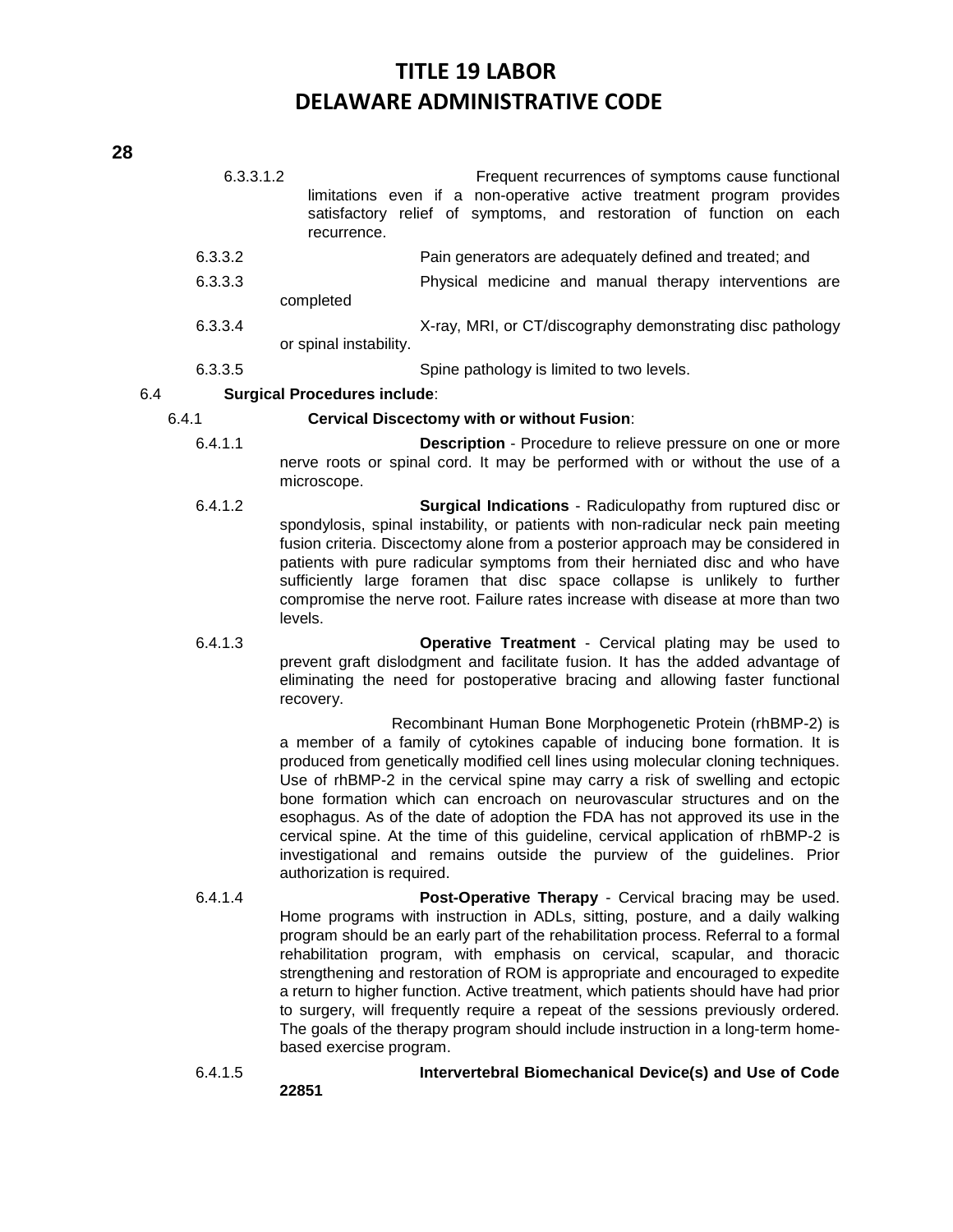6.3.3.1.2 Frequent recurrences of symptoms cause functional limitations even if a non-operative active treatment program provides satisfactory relief of symptoms, and restoration of function on each recurrence.

6.3.3.2 Pain generators are adequately defined and treated; and

6.3.3.3 Physical medicine and manual therapy interventions are completed

6.3.3.4 X-ray, MRI, or CT/discography demonstrating disc pathology or spinal instability.

6.3.3.5 Spine pathology is limited to two levels.

6.4 **Surgical Procedures include**:

6.4.1 **Cervical Discectomy with or without Fusion**:

6.4.1.1 **Description** - Procedure to relieve pressure on one or more nerve roots or spinal cord. It may be performed with or without the use of a microscope.

6.4.1.2 **Surgical Indications** - Radiculopathy from ruptured disc or spondylosis, spinal instability, or patients with non-radicular neck pain meeting fusion criteria. Discectomy alone from a posterior approach may be considered in patients with pure radicular symptoms from their herniated disc and who have sufficiently large foramen that disc space collapse is unlikely to further compromise the nerve root. Failure rates increase with disease at more than two levels.

6.4.1.3 **Operative Treatment** - Cervical plating may be used to prevent graft dislodgment and facilitate fusion. It has the added advantage of eliminating the need for postoperative bracing and allowing faster functional recovery.

Recombinant Human Bone Morphogenetic Protein (rhBMP-2) is a member of a family of cytokines capable of inducing bone formation. It is produced from genetically modified cell lines using molecular cloning techniques. Use of rhBMP-2 in the cervical spine may carry a risk of swelling and ectopic bone formation which can encroach on neurovascular structures and on the esophagus. As of the date of adoption the FDA has not approved its use in the cervical spine. At the time of this guideline, cervical application of rhBMP-2 is investigational and remains outside the purview of the guidelines. Prior authorization is required.

6.4.1.4 **Post-Operative Therapy** - Cervical bracing may be used. Home programs with instruction in ADLs, sitting, posture, and a daily walking program should be an early part of the rehabilitation process. Referral to a formal rehabilitation program, with emphasis on cervical, scapular, and thoracic strengthening and restoration of ROM is appropriate and encouraged to expedite a return to higher function. Active treatment, which patients should have had prior to surgery, will frequently require a repeat of the sessions previously ordered. The goals of the therapy program should include instruction in a long-term home-based exercise program.

6.4.1.5 **Intervertebral Biomechanical Device(s) and Use of Code 22851**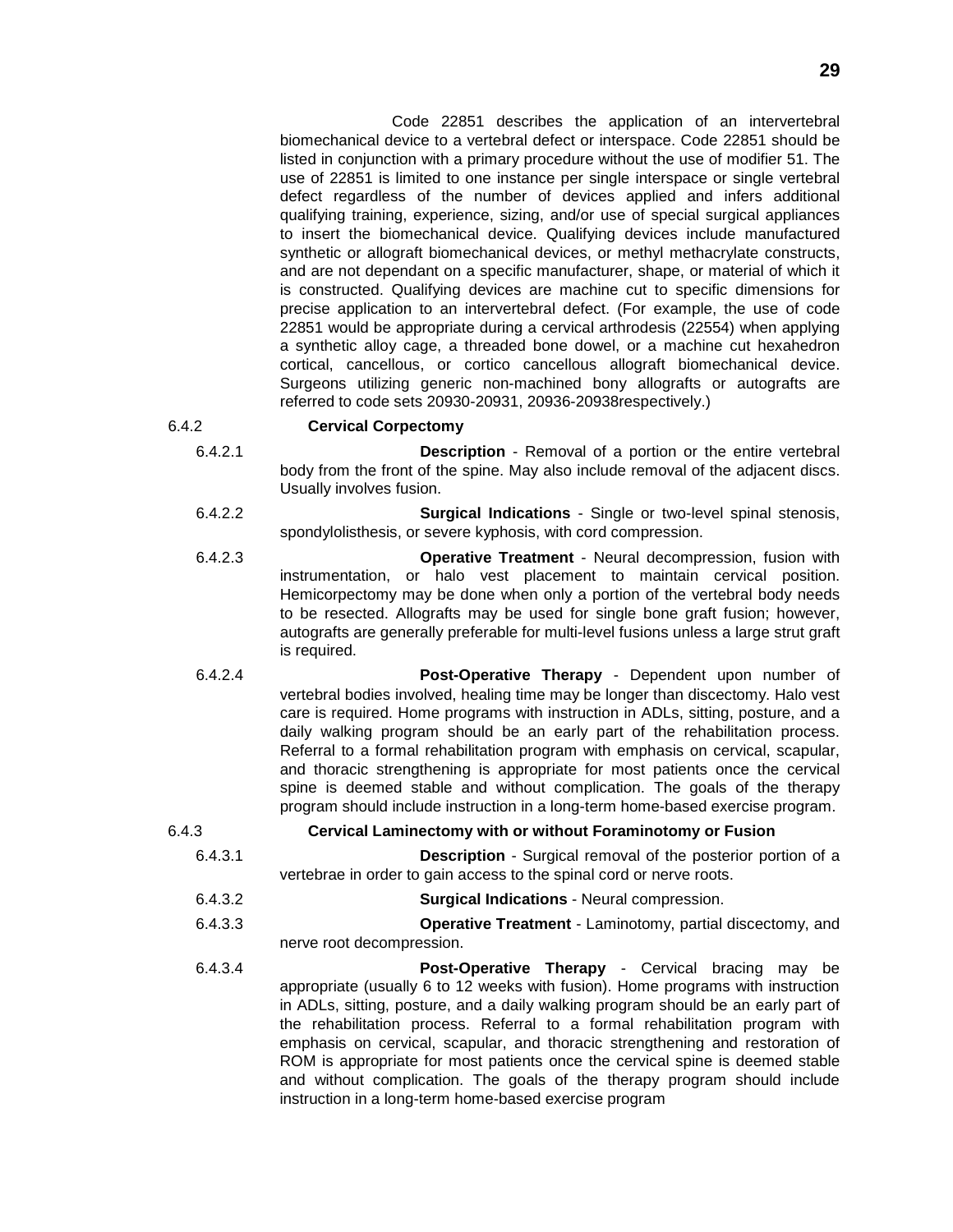Code 22851 describes the application of an intervertebral biomechanical device to a vertebral defect or interspace. Code 22851 should be listed in conjunction with a primary procedure without the use of modifier 51. The use of 22851 is limited to one instance per single interspace or single vertebral defect regardless of the number of devices applied and infers additional qualifying training, experience, sizing, and/or use of special surgical appliances to insert the biomechanical device. Qualifying devices include manufactured synthetic or allograft biomechanical devices, or methyl methacrylate constructs, and are not dependant on a specific manufacturer, shape, or material of which it is constructed. Qualifying devices are machine cut to specific dimensions for precise application to an intervertebral defect. (For example, the use of code 22851 would be appropriate during a cervical arthrodesis (22554) when applying a synthetic alloy cage, a threaded bone dowel, or a machine cut hexahedron cortical, cancellous, or cortico cancellous allograft biomechanical device. Surgeons utilizing generic non-machined bony allografts or autografts are referred to code sets 20930-20931, 20936-20938respectively.)

6.4.2 **Cervical Corpectomy**

6.4.2.1 **Description** - Removal of a portion or the entire vertebral body from the front of the spine. May also include removal of the adjacent discs. Usually involves fusion.

6.4.2.2 **Surgical Indications** - Single or two-level spinal stenosis, spondylolisthesis, or severe kyphosis, with cord compression.

6.4.2.3 **Operative Treatment** - Neural decompression, fusion with instrumentation, or halo vest placement to maintain cervical position. Hemicorpectomy may be done when only a portion of the vertebral body needs to be resected. Allografts may be used for single bone graft fusion; however, autografts are generally preferable for multi-level fusions unless a large strut graft is required.

6.4.2.4 **Post-Operative Therapy** - Dependent upon number of vertebral bodies involved, healing time may be longer than discectomy. Halo vest care is required. Home programs with instruction in ADLs, sitting, posture, and a daily walking program should be an early part of the rehabilitation process. Referral to a formal rehabilitation program with emphasis on cervical, scapular, and thoracic strengthening is appropriate for most patients once the cervical spine is deemed stable and without complication. The goals of the therapy program should include instruction in a long-term home-based exercise program.

6.4.3 **Cervical Laminectomy with or without Foraminotomy or Fusion**

6.4.3.1 **Description** - Surgical removal of the posterior portion of a vertebrae in order to gain access to the spinal cord or nerve roots.

6.4.3.2 **Surgical Indications** - Neural compression.

6.4.3.3 **Operative Treatment** - Laminotomy, partial discectomy, and nerve root decompression.

6.4.3.4 **Post-Operative Therapy** - Cervical bracing may be appropriate (usually 6 to 12 weeks with fusion). Home programs with instruction in ADLs, sitting, posture, and a daily walking program should be an early part of the rehabilitation process. Referral to a formal rehabilitation program with emphasis on cervical, scapular, and thoracic strengthening and restoration of ROM is appropriate for most patients once the cervical spine is deemed stable and without complication. The goals of the therapy program should include instruction in a long-term home-based exercise program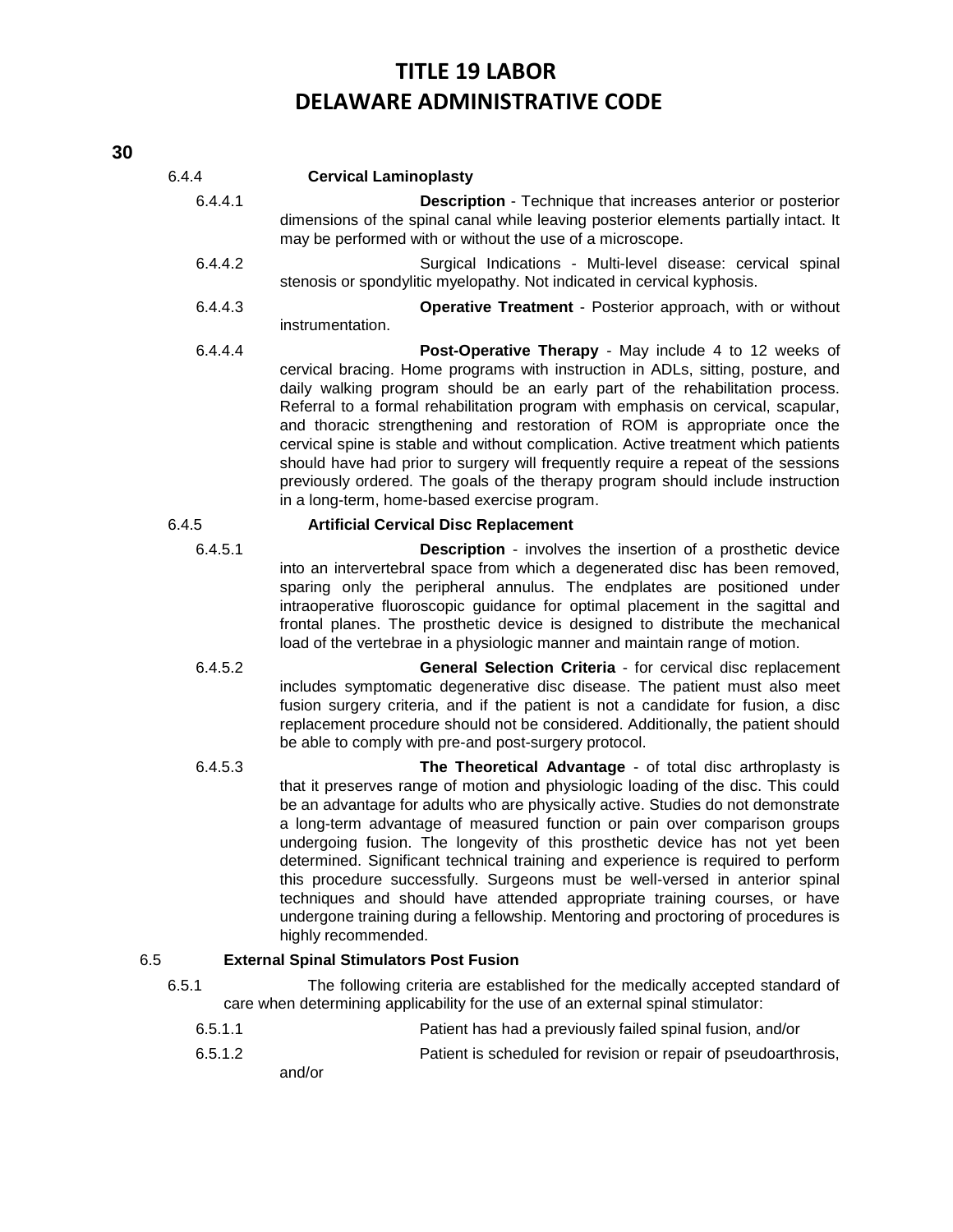6.4.4 **Cervical Laminoplasty**

6.4.4.1 **Description** - Technique that increases anterior or posterior dimensions of the spinal canal while leaving posterior elements partially intact. It may be performed with or without the use of a microscope.

6.4.4.2 Surgical Indications - Multi-level disease: cervical spinal stenosis or spondylitic myelopathy. Not indicated in cervical kyphosis.

6.4.4.3 **Operative Treatment** - Posterior approach, with or without instrumentation.

6.4.4.4 **Post-Operative Therapy** - May include 4 to 12 weeks of cervical bracing. Home programs with instruction in ADLs, sitting, posture, and daily walking program should be an early part of the rehabilitation process. Referral to a formal rehabilitation program with emphasis on cervical, scapular, and thoracic strengthening and restoration of ROM is appropriate once the cervical spine is stable and without complication. Active treatment which patients should have had prior to surgery will frequently require a repeat of the sessions previously ordered. The goals of the therapy program should include instruction in a long-term, home-based exercise program.

6.4.5 **Artificial Cervical Disc Replacement**

6.4.5.1 **Description** - involves the insertion of a prosthetic device into an intervertebral space from which a degenerated disc has been removed, sparing only the peripheral annulus. The endplates are positioned under intraoperative fluoroscopic guidance for optimal placement in the sagittal and frontal planes. The prosthetic device is designed to distribute the mechanical load of the vertebrae in a physiologic manner and maintain range of motion.

6.4.5.2 **General Selection Criteria** - for cervical disc replacement includes symptomatic degenerative disc disease. The patient must also meet fusion surgery criteria, and if the patient is not a candidate for fusion, a disc replacement procedure should not be considered. Additionally, the patient should be able to comply with pre-and post-surgery protocol.

6.4.5.3 **The Theoretical Advantage** - of total disc arthroplasty is that it preserves range of motion and physiologic loading of the disc. This could be an advantage for adults who are physically active. Studies do not demonstrate a long-term advantage of measured function or pain over comparison groups undergoing fusion. The longevity of this prosthetic device has not yet been determined. Significant technical training and experience is required to perform this procedure successfully. Surgeons must be well-versed in anterior spinal techniques and should have attended appropriate training courses, or have undergone training during a fellowship. Mentoring and proctoring of procedures is highly recommended.

6.5 **External Spinal Stimulators Post Fusion**

6.5.1 The following criteria are established for the medically accepted standard of care when determining applicability for the use of an external spinal stimulator:

6.5.1.1 Patient has had a previously failed spinal fusion, and/or

6.5.1.2 Patient is scheduled for revision or repair of pseudoarthrosis, and/or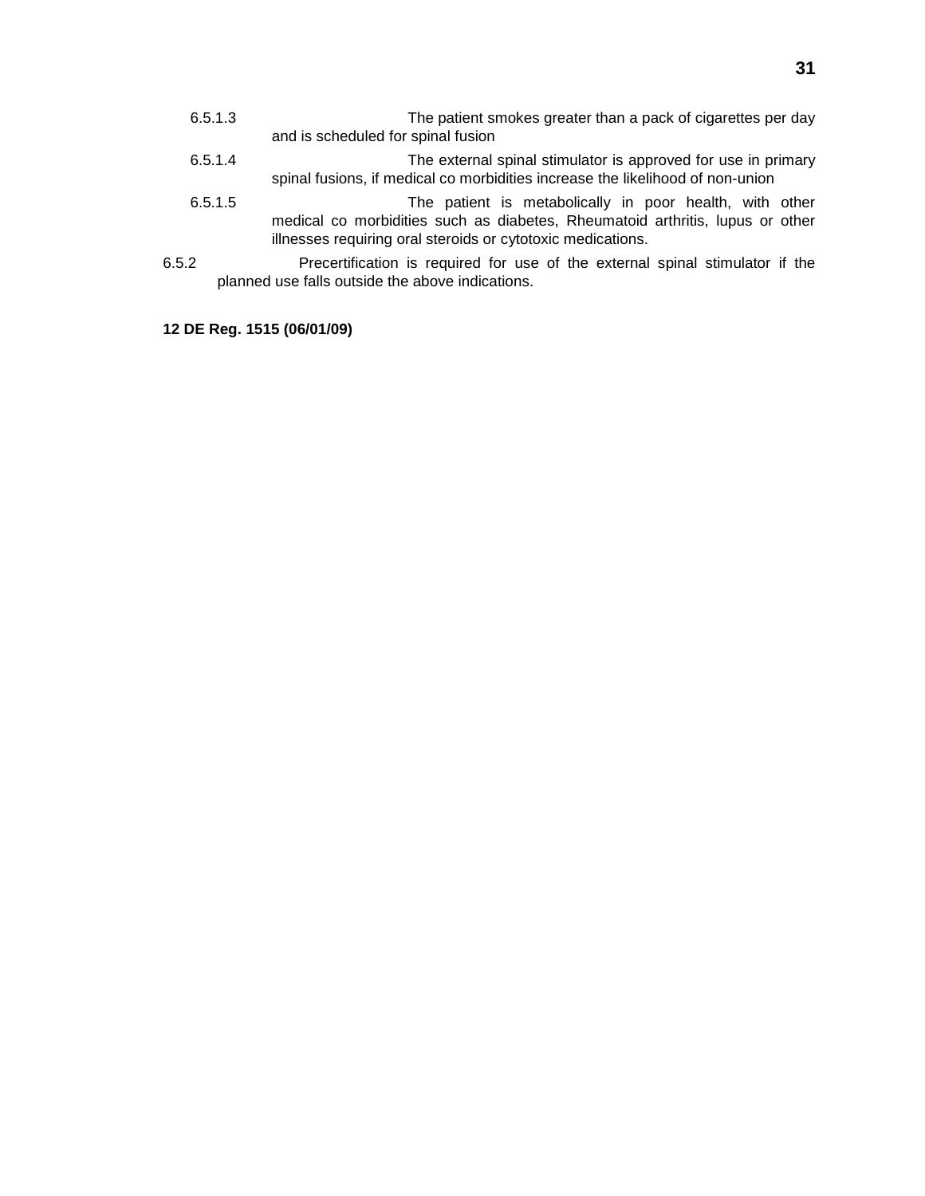6.5.1.3 The patient smokes greater than a pack of cigarettes per day and is scheduled for spinal fusion

6.5.1.4 The external spinal stimulator is approved for use in primary spinal fusions, if medical co morbidities increase the likelihood of non-union

6.5.1.5 The patient is metabolically in poor health, with other medical co morbidities such as diabetes, Rheumatoid arthritis, lupus or other illnesses requiring oral steroids or cytotoxic medications.

6.5.2 Precertification is required for use of the external spinal stimulator if the planned use falls outside the above indications.

**12 DE Reg. 1515 (06/01/09)**